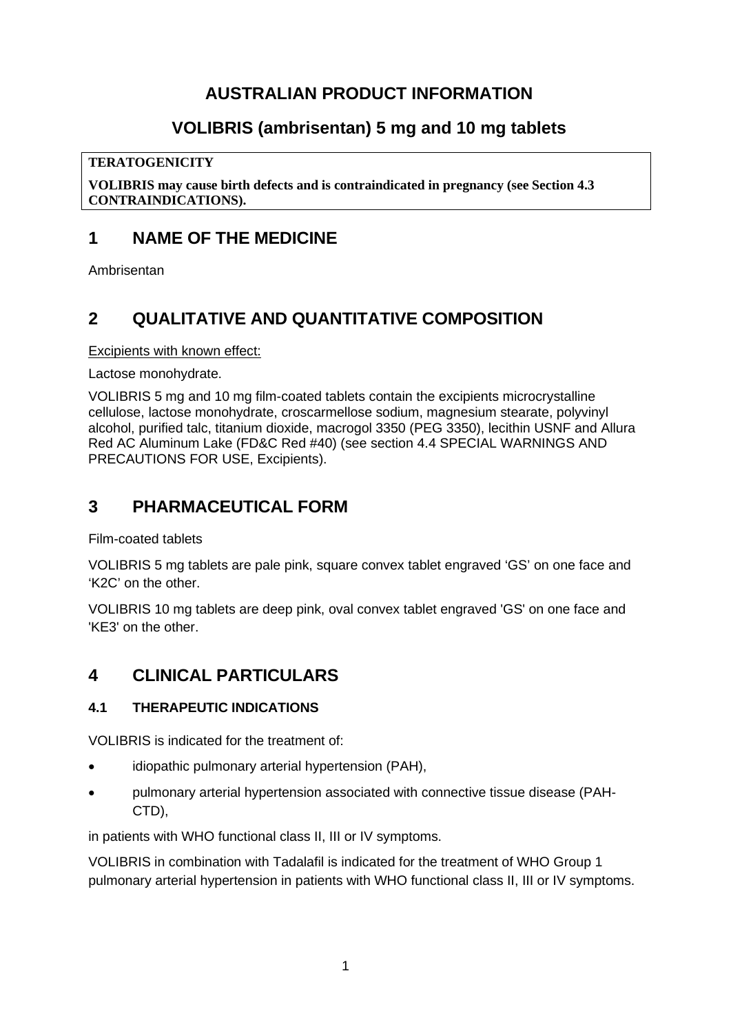# AUSTRALIAN PRODUCT INFORMATION

## VOLIBRIS (ambrisentan) 5 mg and 10 mg tablets

**TERATOGENICITY**

**VOLIBRIS may cause birth defects and is contraindicated in pregnancy (see Section 4.3 CONTRAINDICATIONS).**

# 1 NAME OF THE MEDICINE

Ambrisentan

# 2 QUALITATIVE AND QUANTITATIVE COMPOSITION

Excipients with known effect:

Lactose monohydrate.

VOLIBRIS 5 mg and 10 mg film-coated tablets contain the excipients microcrystalline cellulose, lactose monohydrate, croscarmellose sodium, magnesium stearate, polyvinyl alcohol, purified talc, titanium dioxide, macrogol 3350 (PEG 3350), lecithin USNF and Allura Red AC Aluminum Lake (FD&C Red #40) (see section 4.4 SPECIAL WARNINGS AND PRECAUTIONS FOR USE, Excipients).

# 3 PHARMACEUTICAL FORM

Film-coated tablets

VOLIBRIS 5 mg tablets are pale pink, square convex tablet engraved 'GS' on one face and 'K2C' on the other.

VOLIBRIS 10 mg tablets are deep pink, oval convex tablet engraved 'GS' on one face and 'KE3' on the other.

# 4 CLINICAL PARTICULARS

## 4.1 THERAPEUTIC INDICATIONS

VOLIBRIS is indicated for the treatment of:

- idiopathic pulmonary arterial hypertension (PAH),
- pulmonary arterial hypertension associated with connective tissue disease (PAH-CTD),

in patients with WHO functional class II, III or IV symptoms.

VOLIBRIS in combination with Tadalafil is indicated for the treatment of WHO Group 1 pulmonary arterial hypertension in patients with WHO functional class II, III or IV symptoms.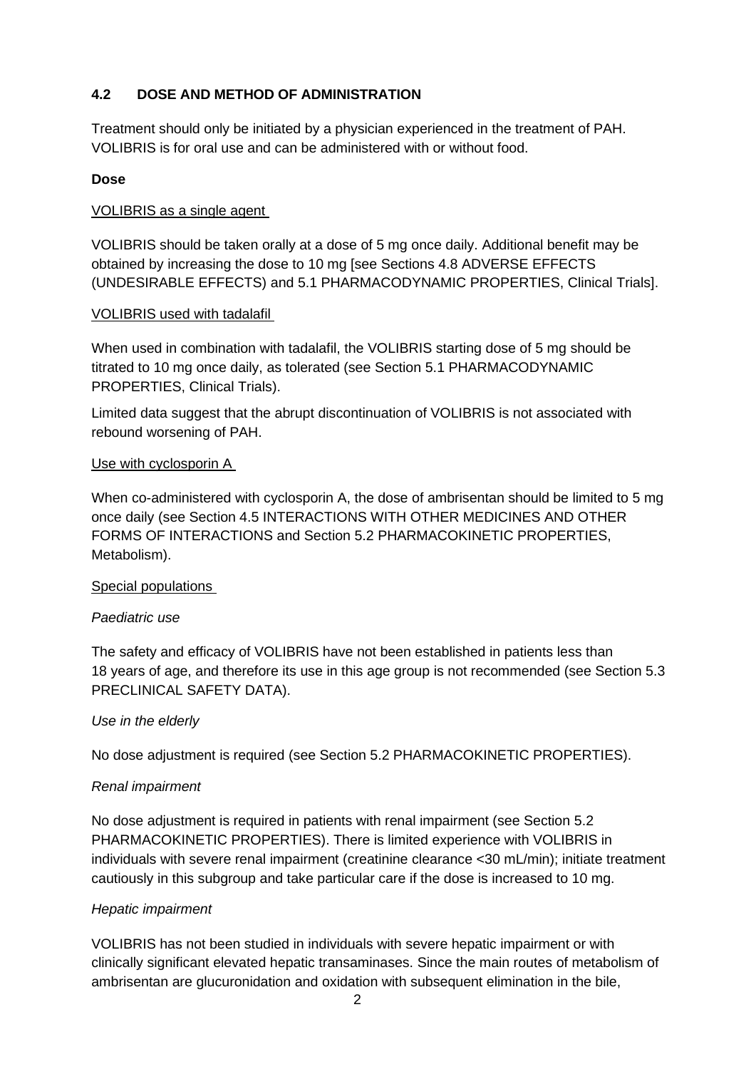## 4.2 DOSE AND METHOD OF ADMINISTRATION

Treatment should only be initiated by a physician experienced in the treatment of PAH. VOLIBRIS is for oral use and can be administered with or without food.

**Dose**

VOLIBRIS as a single agent

VOLIBRIS should be taken orally at a dose of 5 mg once daily. Additional benefit may be obtained by increasing the dose to 10 mg [see Sections 4.8 ADVERSE EFFECTS (UNDESIRABLE EFFECTS) and 5.1 PHARMACODYNAMIC PROPERTIES, Clinical Trials].

VOLIBRIS used with tadalafil

When used in combination with tadalafil, the VOLIBRIS starting dose of 5 mg should be titrated to 10 mg once daily, as tolerated (see Section 5.1 PHARMACODYNAMIC PROPERTIES, Clinical Trials).

Limited data suggest that the abrupt discontinuation of VOLIBRIS is not associated with rebound worsening of PAH.

Use with cyclosporin A

When co-administered with cyclosporin A, the dose of ambrisentan should be limited to 5 mg once daily (see Section 4.5 INTERACTIONS WITH OTHER MEDICINES AND OTHER FORMS OF INTERACTIONS and Section 5.2 PHARMACOKINETIC PROPERTIES, Metabolism).

Special populations

*Paediatric use*

The safety and efficacy of VOLIBRIS have not been established in patients less than 18 years of age, and therefore its use in this age group is not recommended (see Section 5.3 PRECLINICAL SAFETY DATA).

*Use in the elderly*

No dose adjustment is required (see Section 5.2 PHARMACOKINETIC PROPERTIES).

*Renal impairment*

No dose adjustment is required in patients with renal impairment (see Section 5.2 PHARMACOKINETIC PROPERTIES). There is limited experience with VOLIBRIS in individuals with severe renal impairment (creatinine clearance <30 mL/min); initiate treatment cautiously in this subgroup and take particular care if the dose is increased to 10 mg.

*Hepatic impairment*

VOLIBRIS has not been studied in individuals with severe hepatic impairment or with clinically significant elevated hepatic transaminases. Since the main routes of metabolism of ambrisentan are glucuronidation and oxidation with subsequent elimination in the bile,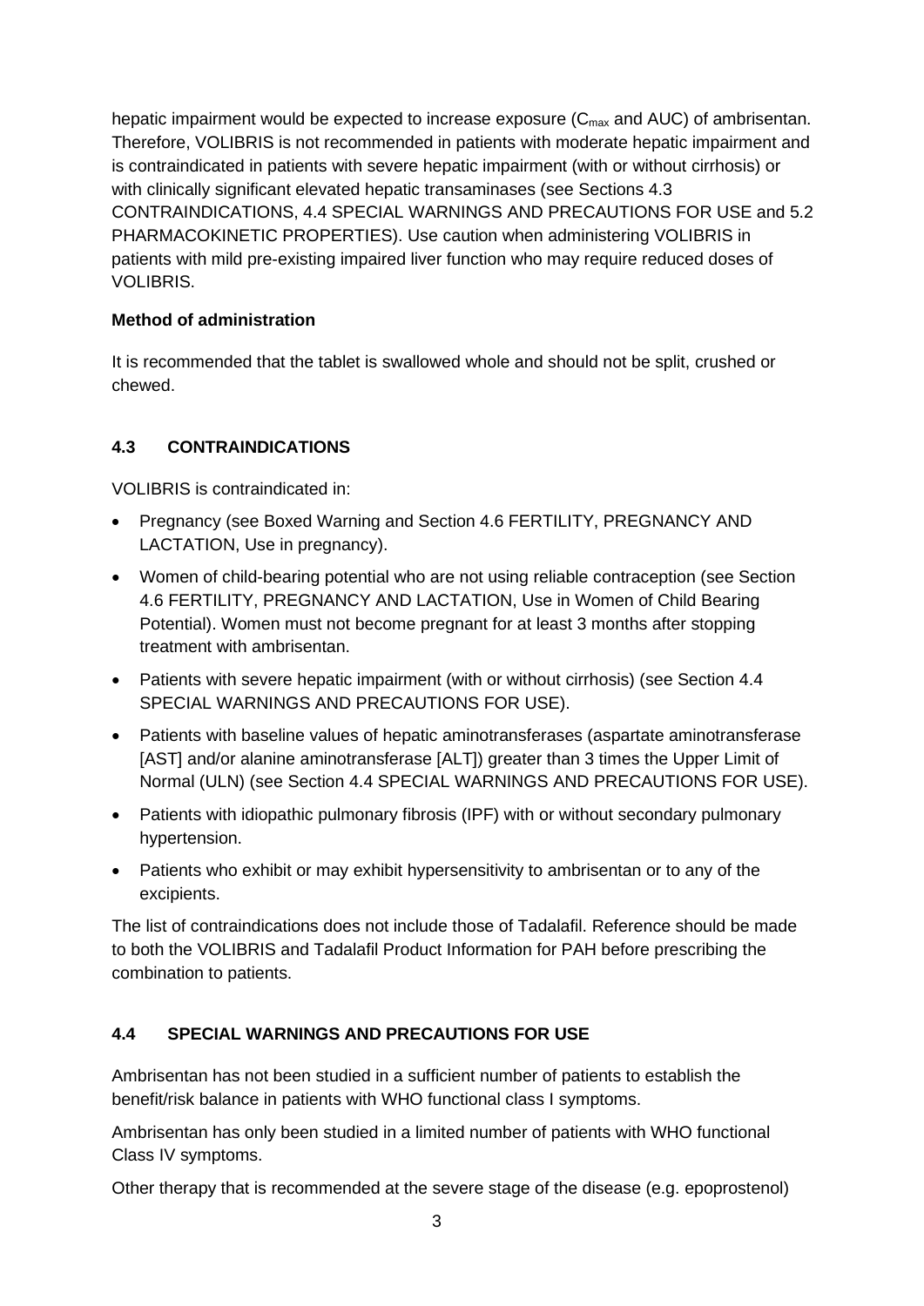hepatic impairment would be expected to increase exposure ($C_{max}$ and AUC) of ambrisentan. Therefore, VOLIBRIS is not recommended in patients with moderate hepatic impairment and is contraindicated in patients with severe hepatic impairment (with or without cirrhosis) or with clinically significant elevated hepatic transaminases (see Sections 4.3 CONTRAINDICATIONS, 4.4 SPECIAL WARNINGS AND PRECAUTIONS FOR USE and 5.2 PHARMACOKINETIC PROPERTIES). Use caution when administering VOLIBRIS in patients with mild pre-existing impaired liver function who may require reduced doses of VOLIBRIS.

**Method of administration**

It is recommended that the tablet is swallowed whole and should not be split, crushed or chewed.

## 4.3 CONTRAINDICATIONS

VOLIBRIS is contraindicated in:

- Pregnancy (see Boxed Warning and Section 4.6 FERTILITY, PREGNANCY AND LACTATION, Use in pregnancy).
- Women of child-bearing potential who are not using reliable contraception (see Section 4.6 FERTILITY, PREGNANCY AND LACTATION, Use in Women of Child Bearing Potential). Women must not become pregnant for at least 3 months after stopping treatment with ambrisentan.
- Patients with severe hepatic impairment (with or without cirrhosis) (see Section 4.4 SPECIAL WARNINGS AND PRECAUTIONS FOR USE).
- Patients with baseline values of hepatic aminotransferases (aspartate aminotransferase [AST] and/or alanine aminotransferase [ALT]) greater than 3 times the Upper Limit of Normal (ULN) (see Section 4.4 SPECIAL WARNINGS AND PRECAUTIONS FOR USE).
- Patients with idiopathic pulmonary fibrosis (IPF) with or without secondary pulmonary hypertension.
- Patients who exhibit or may exhibit hypersensitivity to ambrisentan or to any of the excipients.

The list of contraindications does not include those of Tadalafil. Reference should be made to both the VOLIBRIS and Tadalafil Product Information for PAH before prescribing the combination to patients.

## 4.4 SPECIAL WARNINGS AND PRECAUTIONS FOR USE

Ambrisentan has not been studied in a sufficient number of patients to establish the benefit/risk balance in patients with WHO functional class I symptoms.

Ambrisentan has only been studied in a limited number of patients with WHO functional Class IV symptoms.

Other therapy that is recommended at the severe stage of the disease (e.g. epoprostenol)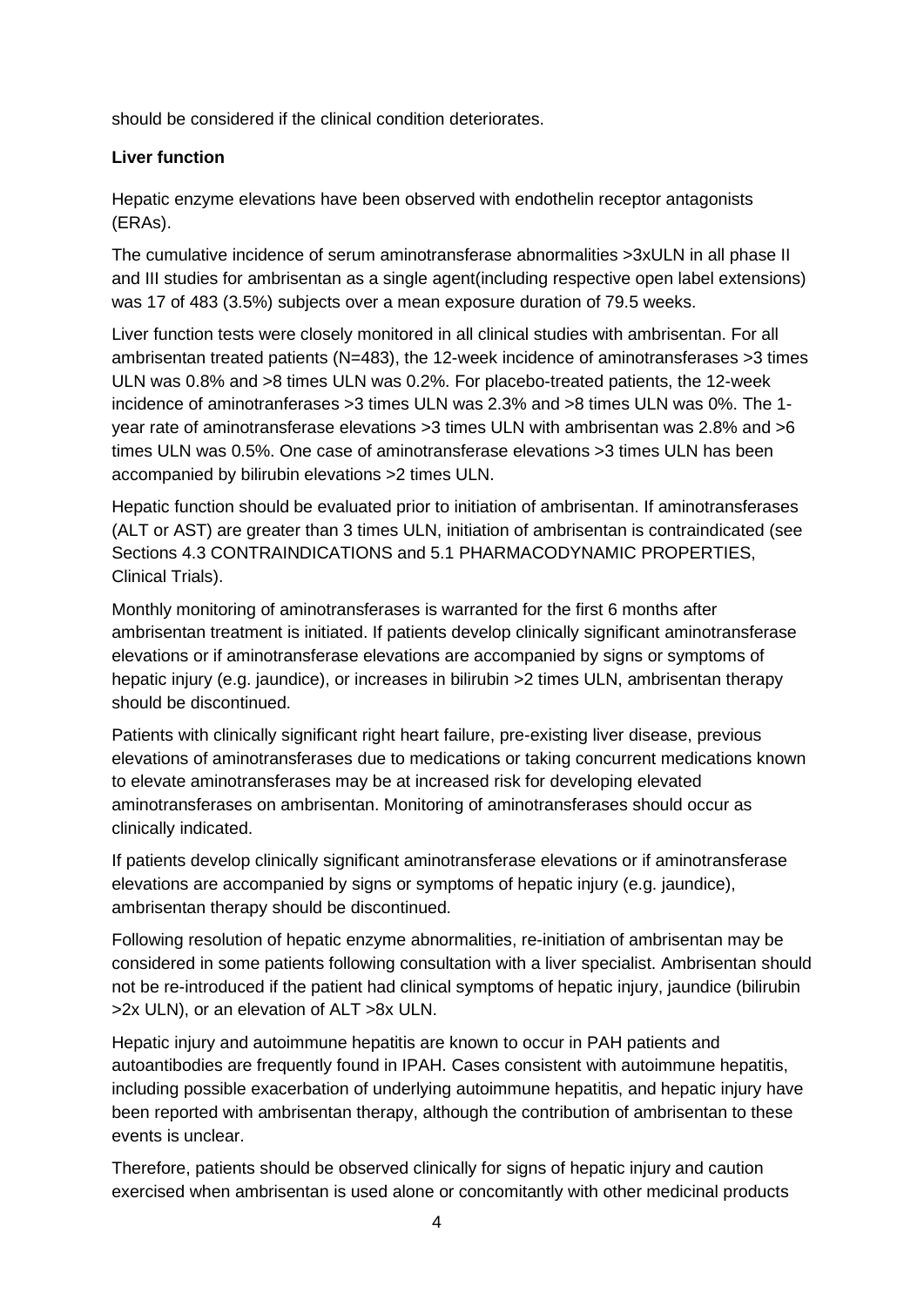should be considered if the clinical condition deteriorates.

**Liver function**

Hepatic enzyme elevations have been observed with endothelin receptor antagonists (ERAs).

The cumulative incidence of serum aminotransferase abnormalities >3xULN in all phase II and III studies for ambrisentan as a single agent(including respective open label extensions) was 17 of 483 (3.5%) subjects over a mean exposure duration of 79.5 weeks.

Liver function tests were closely monitored in all clinical studies with ambrisentan. For all ambrisentan treated patients (N=483), the 12-week incidence of aminotransferases >3 times ULN was 0.8% and >8 times ULN was 0.2%. For placebo-treated patients, the 12-week incidence of aminotranferases >3 times ULN was 2.3% and >8 times ULN was 0%. The 1-year rate of aminotransferase elevations >3 times ULN with ambrisentan was 2.8% and >6 times ULN was 0.5%. One case of aminotransferase elevations >3 times ULN has been accompanied by bilirubin elevations >2 times ULN.

Hepatic function should be evaluated prior to initiation of ambrisentan. If aminotransferases (ALT or AST) are greater than 3 times ULN, initiation of ambrisentan is contraindicated (see Sections 4.3 CONTRAINDICATIONS and 5.1 PHARMACODYNAMIC PROPERTIES, Clinical Trials).

Monthly monitoring of aminotransferases is warranted for the first 6 months after ambrisentan treatment is initiated. If patients develop clinically significant aminotransferase elevations or if aminotransferase elevations are accompanied by signs or symptoms of hepatic injury (e.g. jaundice), or increases in bilirubin >2 times ULN, ambrisentan therapy should be discontinued.

Patients with clinically significant right heart failure, pre-existing liver disease, previous elevations of aminotransferases due to medications or taking concurrent medications known to elevate aminotransferases may be at increased risk for developing elevated aminotransferases on ambrisentan. Monitoring of aminotransferases should occur as clinically indicated.

If patients develop clinically significant aminotransferase elevations or if aminotransferase elevations are accompanied by signs or symptoms of hepatic injury (e.g. jaundice), ambrisentan therapy should be discontinued.

Following resolution of hepatic enzyme abnormalities, re-initiation of ambrisentan may be considered in some patients following consultation with a liver specialist. Ambrisentan should not be re-introduced if the patient had clinical symptoms of hepatic injury, jaundice (bilirubin >2x ULN), or an elevation of ALT >8x ULN.

Hepatic injury and autoimmune hepatitis are known to occur in PAH patients and autoantibodies are frequently found in IPAH. Cases consistent with autoimmune hepatitis, including possible exacerbation of underlying autoimmune hepatitis, and hepatic injury have been reported with ambrisentan therapy, although the contribution of ambrisentan to these events is unclear.

Therefore, patients should be observed clinically for signs of hepatic injury and caution exercised when ambrisentan is used alone or concomitantly with other medicinal products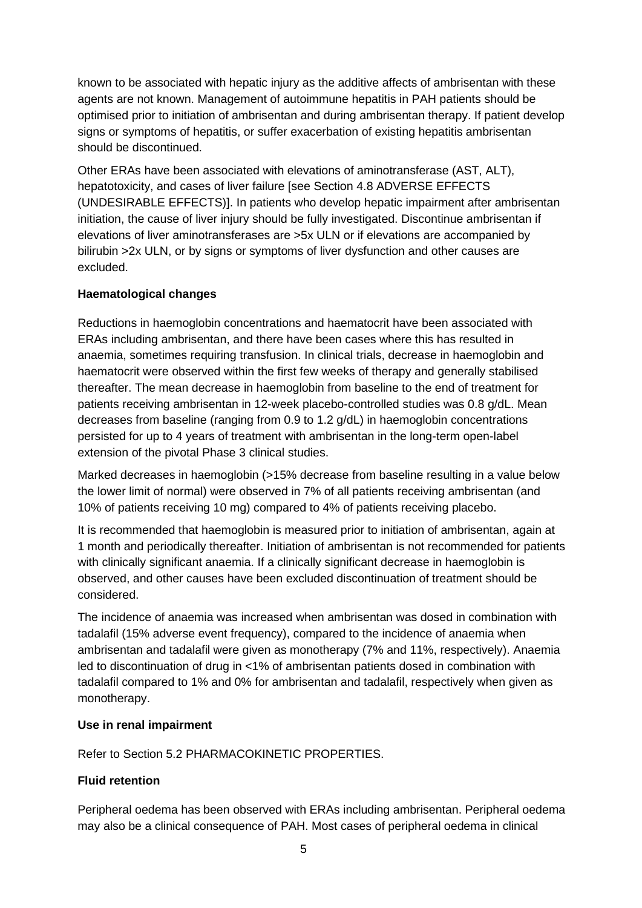known to be associated with hepatic injury as the additive affects of ambrisentan with these agents are not known. Management of autoimmune hepatitis in PAH patients should be optimised prior to initiation of ambrisentan and during ambrisentan therapy. If patient develop signs or symptoms of hepatitis, or suffer exacerbation of existing hepatitis ambrisentan should be discontinued.

Other ERAs have been associated with elevations of aminotransferase (AST, ALT), hepatotoxicity, and cases of liver failure [see Section 4.8 ADVERSE EFFECTS (UNDESIRABLE EFFECTS)]. In patients who develop hepatic impairment after ambrisentan initiation, the cause of liver injury should be fully investigated. Discontinue ambrisentan if elevations of liver aminotransferases are >5x ULN or if elevations are accompanied by bilirubin >2x ULN, or by signs or symptoms of liver dysfunction and other causes are excluded.

**Haematological changes**

Reductions in haemoglobin concentrations and haematocrit have been associated with ERAs including ambrisentan, and there have been cases where this has resulted in anaemia, sometimes requiring transfusion. In clinical trials, decrease in haemoglobin and haematocrit were observed within the first few weeks of therapy and generally stabilised thereafter. The mean decrease in haemoglobin from baseline to the end of treatment for patients receiving ambrisentan in 12-week placebo-controlled studies was 0.8 g/dL. Mean decreases from baseline (ranging from 0.9 to 1.2 g/dL) in haemoglobin concentrations persisted for up to 4 years of treatment with ambrisentan in the long-term open-label extension of the pivotal Phase 3 clinical studies.

Marked decreases in haemoglobin (>15% decrease from baseline resulting in a value below the lower limit of normal) were observed in 7% of all patients receiving ambrisentan (and 10% of patients receiving 10 mg) compared to 4% of patients receiving placebo.

It is recommended that haemoglobin is measured prior to initiation of ambrisentan, again at 1 month and periodically thereafter. Initiation of ambrisentan is not recommended for patients with clinically significant anaemia. If a clinically significant decrease in haemoglobin is observed, and other causes have been excluded discontinuation of treatment should be considered.

The incidence of anaemia was increased when ambrisentan was dosed in combination with tadalafil (15% adverse event frequency), compared to the incidence of anaemia when ambrisentan and tadalafil were given as monotherapy (7% and 11%, respectively). Anaemia led to discontinuation of drug in <1% of ambrisentan patients dosed in combination with tadalafil compared to 1% and 0% for ambrisentan and tadalafil, respectively when given as monotherapy.

**Use in renal impairment**

Refer to Section 5.2 PHARMACOKINETIC PROPERTIES.

**Fluid retention**

Peripheral oedema has been observed with ERAs including ambrisentan. Peripheral oedema may also be a clinical consequence of PAH. Most cases of peripheral oedema in clinical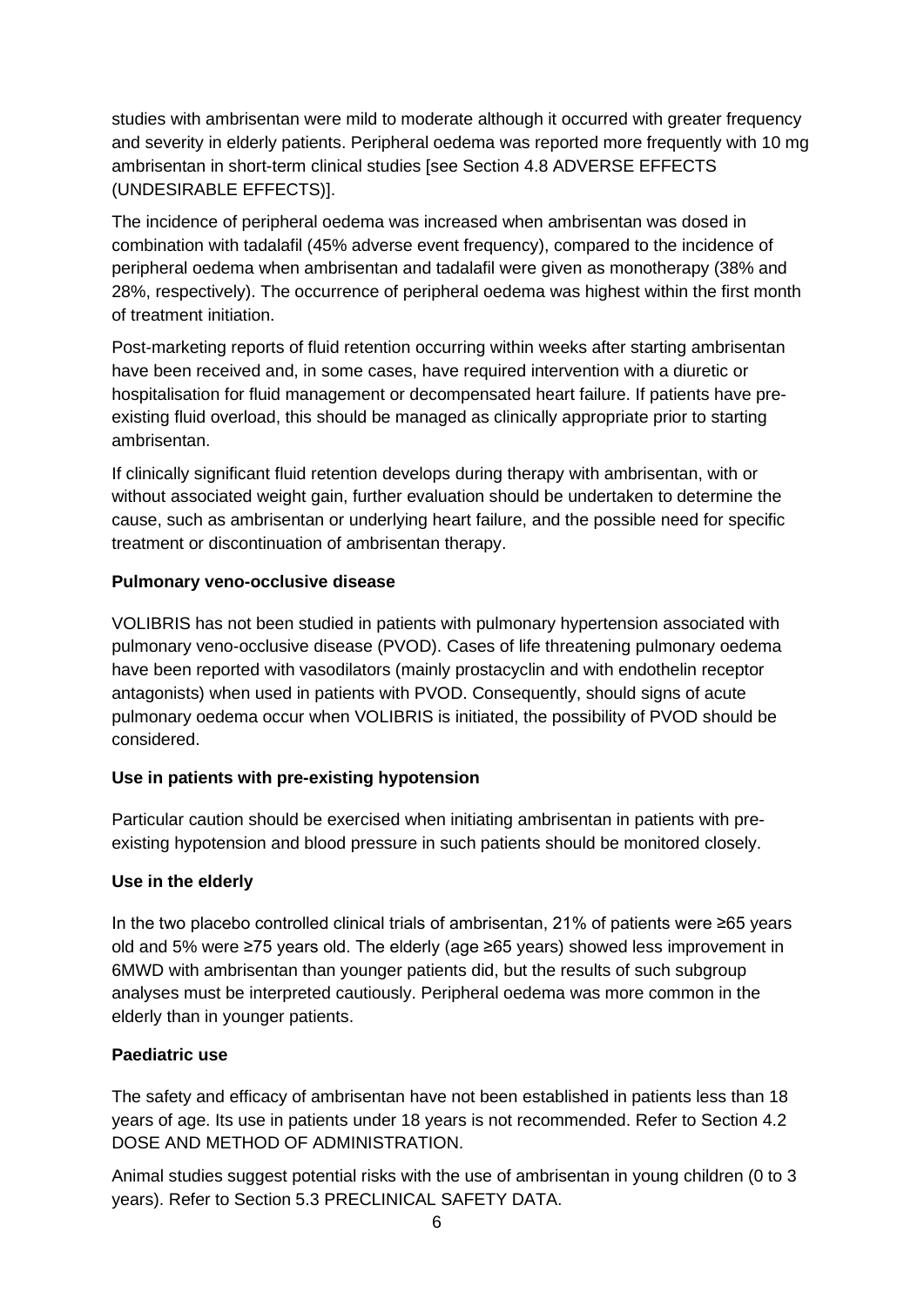studies with ambrisentan were mild to moderate although it occurred with greater frequency and severity in elderly patients. Peripheral oedema was reported more frequently with 10 mg ambrisentan in short-term clinical studies [see Section 4.8 ADVERSE EFFECTS (UNDESIRABLE EFFECTS)].

The incidence of peripheral oedema was increased when ambrisentan was dosed in combination with tadalafil (45% adverse event frequency), compared to the incidence of peripheral oedema when ambrisentan and tadalafil were given as monotherapy (38% and 28%, respectively). The occurrence of peripheral oedema was highest within the first month of treatment initiation.

Post-marketing reports of fluid retention occurring within weeks after starting ambrisentan have been received and, in some cases, have required intervention with a diuretic or hospitalisation for fluid management or decompensated heart failure. If patients have pre-existing fluid overload, this should be managed as clinically appropriate prior to starting ambrisentan.

If clinically significant fluid retention develops during therapy with ambrisentan, with or without associated weight gain, further evaluation should be undertaken to determine the cause, such as ambrisentan or underlying heart failure, and the possible need for specific treatment or discontinuation of ambrisentan therapy.

**Pulmonary veno-occlusive disease**

VOLIBRIS has not been studied in patients with pulmonary hypertension associated with pulmonary veno-occlusive disease (PVOD). Cases of life threatening pulmonary oedema have been reported with vasodilators (mainly prostacyclin and with endothelin receptor antagonists) when used in patients with PVOD. Consequently, should signs of acute pulmonary oedema occur when VOLIBRIS is initiated, the possibility of PVOD should be considered.

**Use in patients with pre-existing hypotension**

Particular caution should be exercised when initiating ambrisentan in patients with pre-existing hypotension and blood pressure in such patients should be monitored closely.

**Use in the elderly**

In the two placebo controlled clinical trials of ambrisentan, 21% of patients were ≥65 years old and 5% were ≥75 years old. The elderly (age ≥65 years) showed less improvement in 6MWD with ambrisentan than younger patients did, but the results of such subgroup analyses must be interpreted cautiously. Peripheral oedema was more common in the elderly than in younger patients.

**Paediatric use**

The safety and efficacy of ambrisentan have not been established in patients less than 18 years of age. Its use in patients under 18 years is not recommended. Refer to Section 4.2 DOSE AND METHOD OF ADMINISTRATION.

Animal studies suggest potential risks with the use of ambrisentan in young children (0 to 3 years). Refer to Section 5.3 PRECLINICAL SAFETY DATA.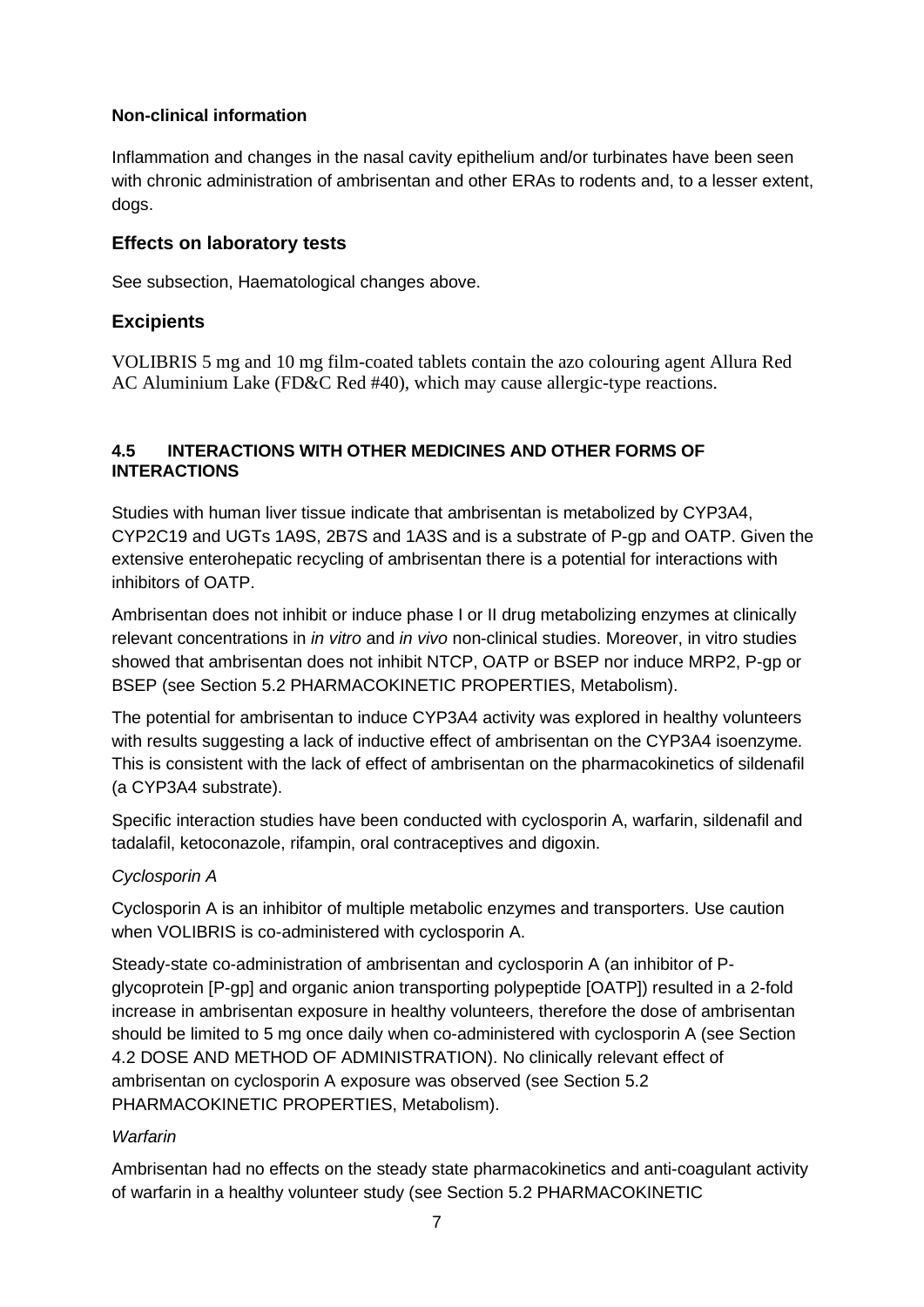**Non-clinical information**

Inflammation and changes in the nasal cavity epithelium and/or turbinates have been seen with chronic administration of ambrisentan and other ERAs to rodents and, to a lesser extent, dogs.

### Effects on laboratory tests

See subsection, Haematological changes above.

### Excipients

VOLIBRIS 5 mg and 10 mg film-coated tablets contain the azo colouring agent Allura Red AC Aluminium Lake (FD&C Red #40), which may cause allergic-type reactions.

## 4.5 INTERACTIONS WITH OTHER MEDICINES AND OTHER FORMS OF INTERACTIONS

Studies with human liver tissue indicate that ambrisentan is metabolized by CYP3A4, CYP2C19 and UGTs 1A9S, 2B7S and 1A3S and is a substrate of P-gp and OATP. Given the extensive enterohepatic recycling of ambrisentan there is a potential for interactions with inhibitors of OATP.

Ambrisentan does not inhibit or induce phase I or II drug metabolizing enzymes at clinically relevant concentrations in *in vitro* and *in vivo* non-clinical studies. Moreover, in vitro studies showed that ambrisentan does not inhibit NTCP, OATP or BSEP nor induce MRP2, P-gp or BSEP (see Section 5.2 PHARMACOKINETIC PROPERTIES, Metabolism).

The potential for ambrisentan to induce CYP3A4 activity was explored in healthy volunteers with results suggesting a lack of inductive effect of ambrisentan on the CYP3A4 isoenzyme. This is consistent with the lack of effect of ambrisentan on the pharmacokinetics of sildenafil (a CYP3A4 substrate).

Specific interaction studies have been conducted with cyclosporin A, warfarin, sildenafil and tadalafil, ketoconazole, rifampin, oral contraceptives and digoxin.

*Cyclosporin A*

Cyclosporin A is an inhibitor of multiple metabolic enzymes and transporters. Use caution when VOLIBRIS is co-administered with cyclosporin A.

Steady-state co-administration of ambrisentan and cyclosporin A (an inhibitor of P-glycoprotein [P-gp] and organic anion transporting polypeptide [OATP]) resulted in a 2-fold increase in ambrisentan exposure in healthy volunteers, therefore the dose of ambrisentan should be limited to 5 mg once daily when co-administered with cyclosporin A (see Section 4.2 DOSE AND METHOD OF ADMINISTRATION). No clinically relevant effect of ambrisentan on cyclosporin A exposure was observed (see Section 5.2 PHARMACOKINETIC PROPERTIES, Metabolism).

*Warfarin*

Ambrisentan had no effects on the steady state pharmacokinetics and anti-coagulant activity of warfarin in a healthy volunteer study (see Section 5.2 PHARMACOKINETIC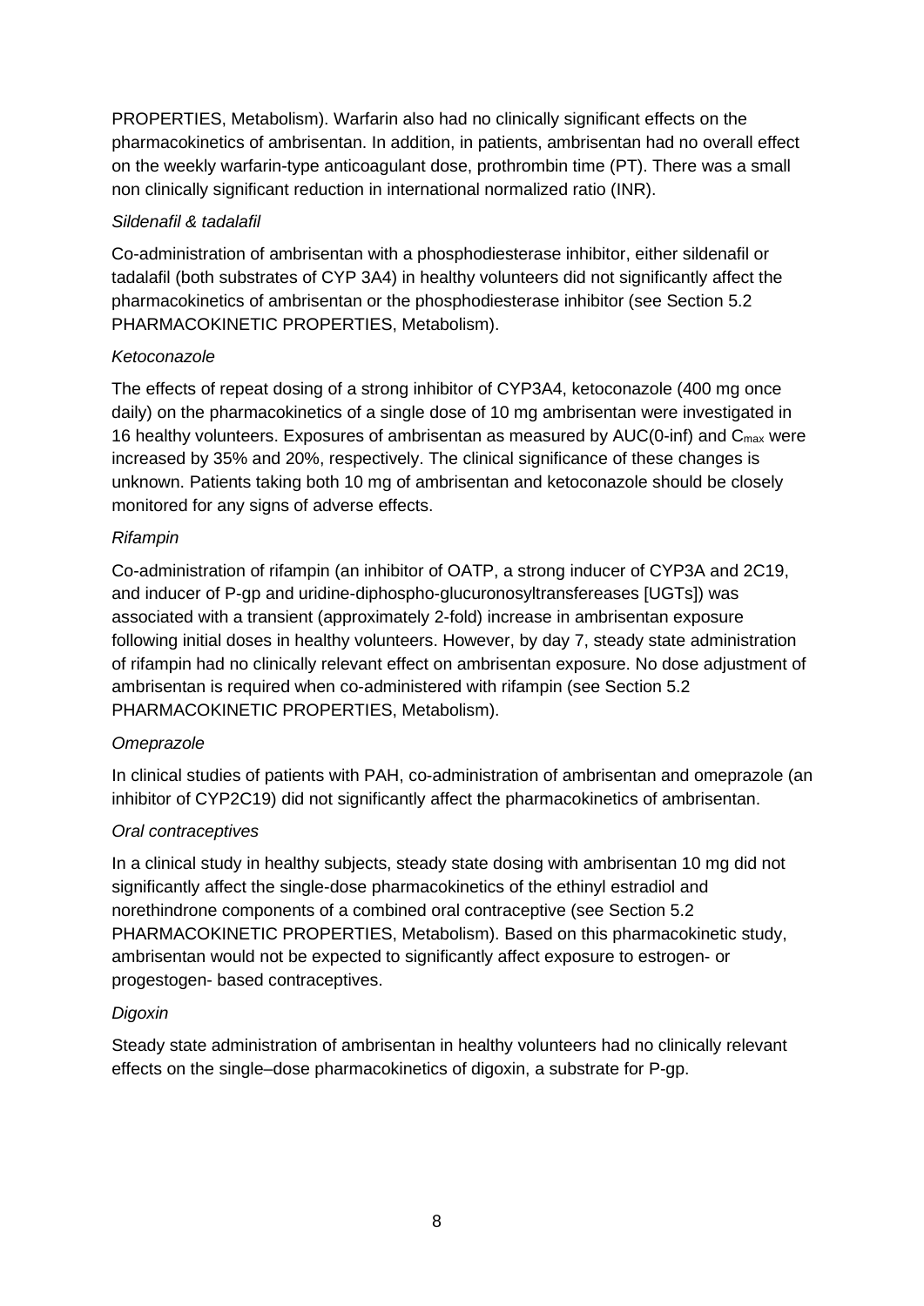PROPERTIES, Metabolism). Warfarin also had no clinically significant effects on the pharmacokinetics of ambrisentan. In addition, in patients, ambrisentan had no overall effect on the weekly warfarin-type anticoagulant dose, prothrombin time (PT). There was a small non clinically significant reduction in international normalized ratio (INR).

*Sildenafil & tadalafil*

Co-administration of ambrisentan with a phosphodiesterase inhibitor, either sildenafil or tadalafil (both substrates of CYP 3A4) in healthy volunteers did not significantly affect the pharmacokinetics of ambrisentan or the phosphodiesterase inhibitor (see Section 5.2 PHARMACOKINETIC PROPERTIES, Metabolism).

*Ketoconazole*

The effects of repeat dosing of a strong inhibitor of CYP3A4, ketoconazole (400 mg once daily) on the pharmacokinetics of a single dose of 10 mg ambrisentan were investigated in 16 healthy volunteers. Exposures of ambrisentan as measured by AUC(0-inf) and $C_{max}$ were increased by 35% and 20%, respectively. The clinical significance of these changes is unknown. Patients taking both 10 mg of ambrisentan and ketoconazole should be closely monitored for any signs of adverse effects.

*Rifampin*

Co-administration of rifampin (an inhibitor of OATP, a strong inducer of CYP3A and 2C19, and inducer of P-gp and uridine-diphospho-glucuronosyltransfereases [UGTs]) was associated with a transient (approximately 2-fold) increase in ambrisentan exposure following initial doses in healthy volunteers. However, by day 7, steady state administration of rifampin had no clinically relevant effect on ambrisentan exposure. No dose adjustment of ambrisentan is required when co-administered with rifampin (see Section 5.2 PHARMACOKINETIC PROPERTIES, Metabolism).

*Omeprazole*

In clinical studies of patients with PAH, co-administration of ambrisentan and omeprazole (an inhibitor of CYP2C19) did not significantly affect the pharmacokinetics of ambrisentan.

*Oral contraceptives*

In a clinical study in healthy subjects, steady state dosing with ambrisentan 10 mg did not significantly affect the single-dose pharmacokinetics of the ethinyl estradiol and norethindrone components of a combined oral contraceptive (see Section 5.2 PHARMACOKINETIC PROPERTIES, Metabolism). Based on this pharmacokinetic study, ambrisentan would not be expected to significantly affect exposure to estrogen- or progestogen- based contraceptives.

*Digoxin*

Steady state administration of ambrisentan in healthy volunteers had no clinically relevant effects on the single–dose pharmacokinetics of digoxin, a substrate for P-gp.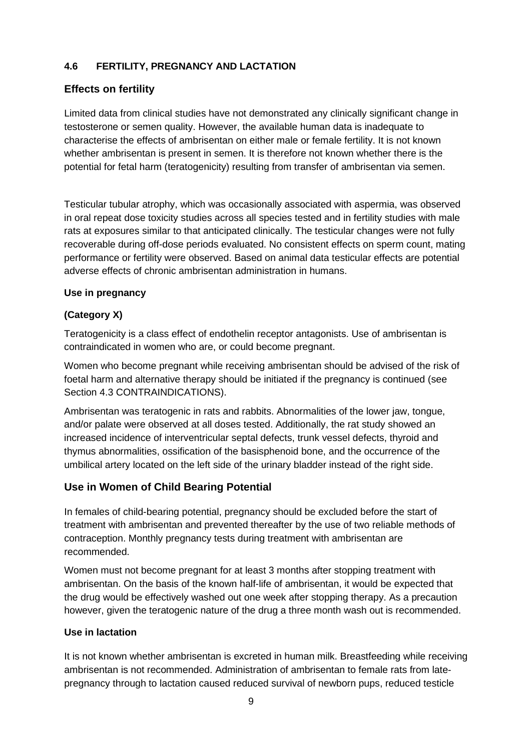## 4.6 FERTILITY, PREGNANCY AND LACTATION

### Effects on fertility

Limited data from clinical studies have not demonstrated any clinically significant change in testosterone or semen quality. However, the available human data is inadequate to characterise the effects of ambrisentan on either male or female fertility. It is not known whether ambrisentan is present in semen. It is therefore not known whether there is the potential for fetal harm (teratogenicity) resulting from transfer of ambrisentan via semen.

Testicular tubular atrophy, which was occasionally associated with aspermia, was observed in oral repeat dose toxicity studies across all species tested and in fertility studies with male rats at exposures similar to that anticipated clinically. The testicular changes were not fully recoverable during off-dose periods evaluated. No consistent effects on sperm count, mating performance or fertility were observed. Based on animal data testicular effects are potential adverse effects of chronic ambrisentan administration in humans.

**Use in pregnancy**

**(Category X)**

Teratogenicity is a class effect of endothelin receptor antagonists. Use of ambrisentan is contraindicated in women who are, or could become pregnant.

Women who become pregnant while receiving ambrisentan should be advised of the risk of foetal harm and alternative therapy should be initiated if the pregnancy is continued (see Section 4.3 CONTRAINDICATIONS).

Ambrisentan was teratogenic in rats and rabbits. Abnormalities of the lower jaw, tongue, and/or palate were observed at all doses tested. Additionally, the rat study showed an increased incidence of interventricular septal defects, trunk vessel defects, thyroid and thymus abnormalities, ossification of the basisphenoid bone, and the occurrence of the umbilical artery located on the left side of the urinary bladder instead of the right side.

### Use in Women of Child Bearing Potential

In females of child-bearing potential, pregnancy should be excluded before the start of treatment with ambrisentan and prevented thereafter by the use of two reliable methods of contraception. Monthly pregnancy tests during treatment with ambrisentan are recommended.

Women must not become pregnant for at least 3 months after stopping treatment with ambrisentan. On the basis of the known half-life of ambrisentan, it would be expected that the drug would be effectively washed out one week after stopping therapy. As a precaution however, given the teratogenic nature of the drug a three month wash out is recommended.

**Use in lactation**

It is not known whether ambrisentan is excreted in human milk. Breastfeeding while receiving ambrisentan is not recommended. Administration of ambrisentan to female rats from late-pregnancy through to lactation caused reduced survival of newborn pups, reduced testicle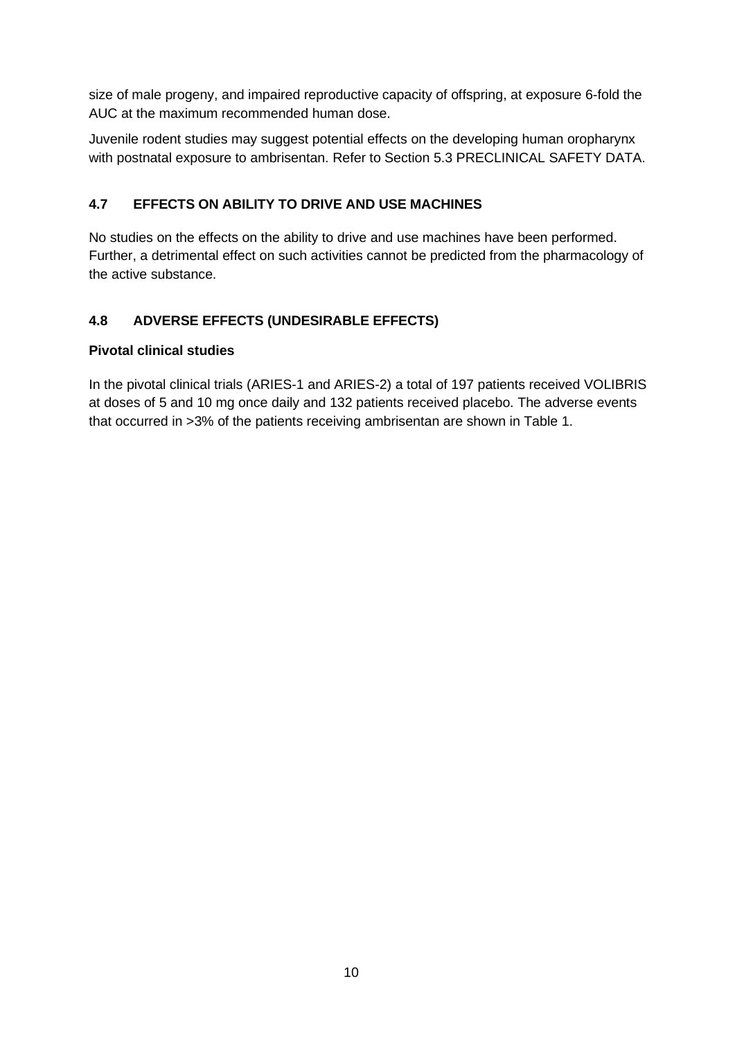size of male progeny, and impaired reproductive capacity of offspring, at exposure 6-fold the AUC at the maximum recommended human dose.

Juvenile rodent studies may suggest potential effects on the developing human oropharynx with postnatal exposure to ambrisentan. Refer to Section 5.3 PRECLINICAL SAFETY DATA.

## 4.7 EFFECTS ON ABILITY TO DRIVE AND USE MACHINES

No studies on the effects on the ability to drive and use machines have been performed. Further, a detrimental effect on such activities cannot be predicted from the pharmacology of the active substance.

## 4.8 ADVERSE EFFECTS (UNDESIRABLE EFFECTS)

**Pivotal clinical studies**

In the pivotal clinical trials (ARIES-1 and ARIES-2) a total of 197 patients received VOLIBRIS at doses of 5 and 10 mg once daily and 132 patients received placebo. The adverse events that occurred in >3% of the patients receiving ambrisentan are shown in Table 1.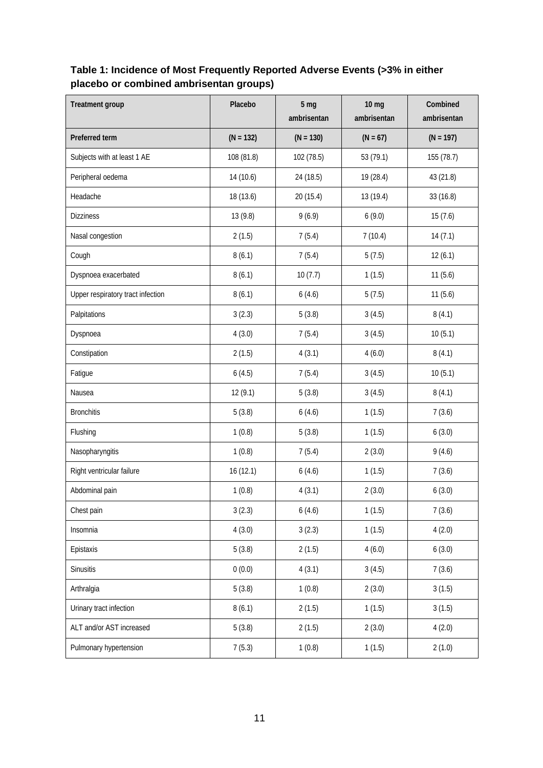**Table 1: Incidence of Most Frequently Reported Adverse Events (>3% in either placebo or combined ambrisentan groups)**

| Treatment group | Placebo | 5 mg ambrisentan | 10 mg ambrisentan | Combined ambrisentan |
|---|---|---|---|---|
| **Preferred term** | **(N = 132)** | **(N = 130)** | **(N = 67)** | **(N = 197)** |
| Subjects with at least 1 AE | 108 (81.8) | 102 (78.5) | 53 (79.1) | 155 (78.7) |
| Peripheral oedema | 14 (10.6) | 24 (18.5) | 19 (28.4) | 43 (21.8) |
| Headache | 18 (13.6) | 20 (15.4) | 13 (19.4) | 33 (16.8) |
| Dizziness | 13 (9.8) | 9 (6.9) | 6 (9.0) | 15 (7.6) |
| Nasal congestion | 2 (1.5) | 7 (5.4) | 7 (10.4) | 14 (7.1) |
| Cough | 8 (6.1) | 7 (5.4) | 5 (7.5) | 12 (6.1) |
| Dyspnoea exacerbated | 8 (6.1) | 10 (7.7) | 1 (1.5) | 11 (5.6) |
| Upper respiratory tract infection | 8 (6.1) | 6 (4.6) | 5 (7.5) | 11 (5.6) |
| Palpitations | 3 (2.3) | 5 (3.8) | 3 (4.5) | 8 (4.1) |
| Dyspnoea | 4 (3.0) | 7 (5.4) | 3 (4.5) | 10 (5.1) |
| Constipation | 2 (1.5) | 4 (3.1) | 4 (6.0) | 8 (4.1) |
| Fatigue | 6 (4.5) | 7 (5.4) | 3 (4.5) | 10 (5.1) |
| Nausea | 12 (9.1) | 5 (3.8) | 3 (4.5) | 8 (4.1) |
| Bronchitis | 5 (3.8) | 6 (4.6) | 1 (1.5) | 7 (3.6) |
| Flushing | 1 (0.8) | 5 (3.8) | 1 (1.5) | 6 (3.0) |
| Nasopharyngitis | 1 (0.8) | 7 (5.4) | 2 (3.0) | 9 (4.6) |
| Right ventricular failure | 16 (12.1) | 6 (4.6) | 1 (1.5) | 7 (3.6) |
| Abdominal pain | 1 (0.8) | 4 (3.1) | 2 (3.0) | 6 (3.0) |
| Chest pain | 3 (2.3) | 6 (4.6) | 1 (1.5) | 7 (3.6) |
| Insomnia | 4 (3.0) | 3 (2.3) | 1 (1.5) | 4 (2.0) |
| Epistaxis | 5 (3.8) | 2 (1.5) | 4 (6.0) | 6 (3.0) |
| Sinusitis | 0 (0.0) | 4 (3.1) | 3 (4.5) | 7 (3.6) |
| Arthralgia | 5 (3.8) | 1 (0.8) | 2 (3.0) | 3 (1.5) |
| Urinary tract infection | 8 (6.1) | 2 (1.5) | 1 (1.5) | 3 (1.5) |
| ALT and/or AST increased | 5 (3.8) | 2 (1.5) | 2 (3.0) | 4 (2.0) |
| Pulmonary hypertension | 7 (5.3) | 1 (0.8) | 1 (1.5) | 2 (1.0) |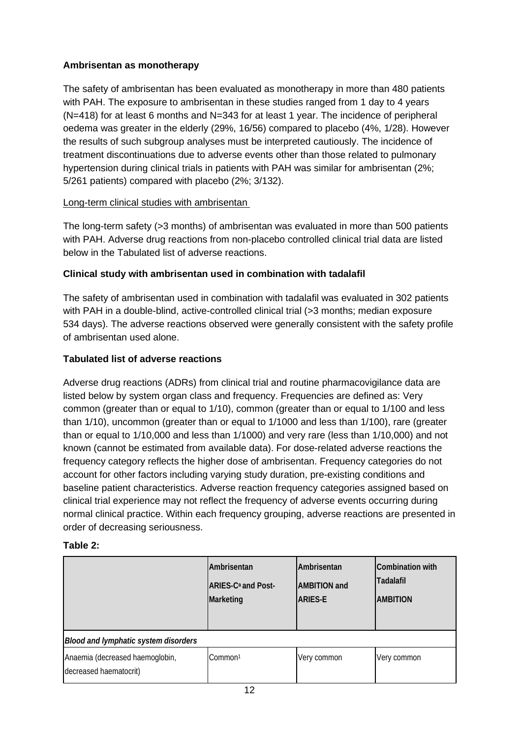**Ambrisentan as monotherapy**

The safety of ambrisentan has been evaluated as monotherapy in more than 480 patients with PAH. The exposure to ambrisentan in these studies ranged from 1 day to 4 years (N=418) for at least 6 months and N=343 for at least 1 year. The incidence of peripheral oedema was greater in the elderly (29%, 16/56) compared to placebo (4%, 1/28). However the results of such subgroup analyses must be interpreted cautiously. The incidence of treatment discontinuations due to adverse events other than those related to pulmonary hypertension during clinical trials in patients with PAH was similar for ambrisentan (2%; 5/261 patients) compared with placebo (2%; 3/132).

Long-term clinical studies with ambrisentan

The long-term safety (>3 months) of ambrisentan was evaluated in more than 500 patients with PAH. Adverse drug reactions from non-placebo controlled clinical trial data are listed below in the Tabulated list of adverse reactions.

**Clinical study with ambrisentan used in combination with tadalafil**

The safety of ambrisentan used in combination with tadalafil was evaluated in 302 patients with PAH in a double-blind, active-controlled clinical trial (>3 months; median exposure 534 days). The adverse reactions observed were generally consistent with the safety profile of ambrisentan used alone.

**Tabulated list of adverse reactions**

Adverse drug reactions (ADRs) from clinical trial and routine pharmacovigilance data are listed below by system organ class and frequency. Frequencies are defined as: Very common (greater than or equal to 1/10), common (greater than or equal to 1/100 and less than 1/10), uncommon (greater than or equal to 1/1000 and less than 1/100), rare (greater than or equal to 1/10,000 and less than 1/1000) and very rare (less than 1/10,000) and not known (cannot be estimated from available data). For dose-related adverse reactions the frequency category reflects the higher dose of ambrisentan. Frequency categories do not account for other factors including varying study duration, pre-existing conditions and baseline patient characteristics. Adverse reaction frequency categories assigned based on clinical trial experience may not reflect the frequency of adverse events occurring during normal clinical practice. Within each frequency grouping, adverse reactions are presented in order of decreasing seriousness.

**Table 2:**

| | Ambrisentan ARIES-C[a] and Post-Marketing | Ambrisentan AMBITION and ARIES-E | Combination with Tadalafil AMBITION |
|---|---|---|---|
| ***Blood and lymphatic system disorders*** | | | |
| Anaemia (decreased haemoglobin, decreased haematocrit) | Common[1] | Very common | Very common |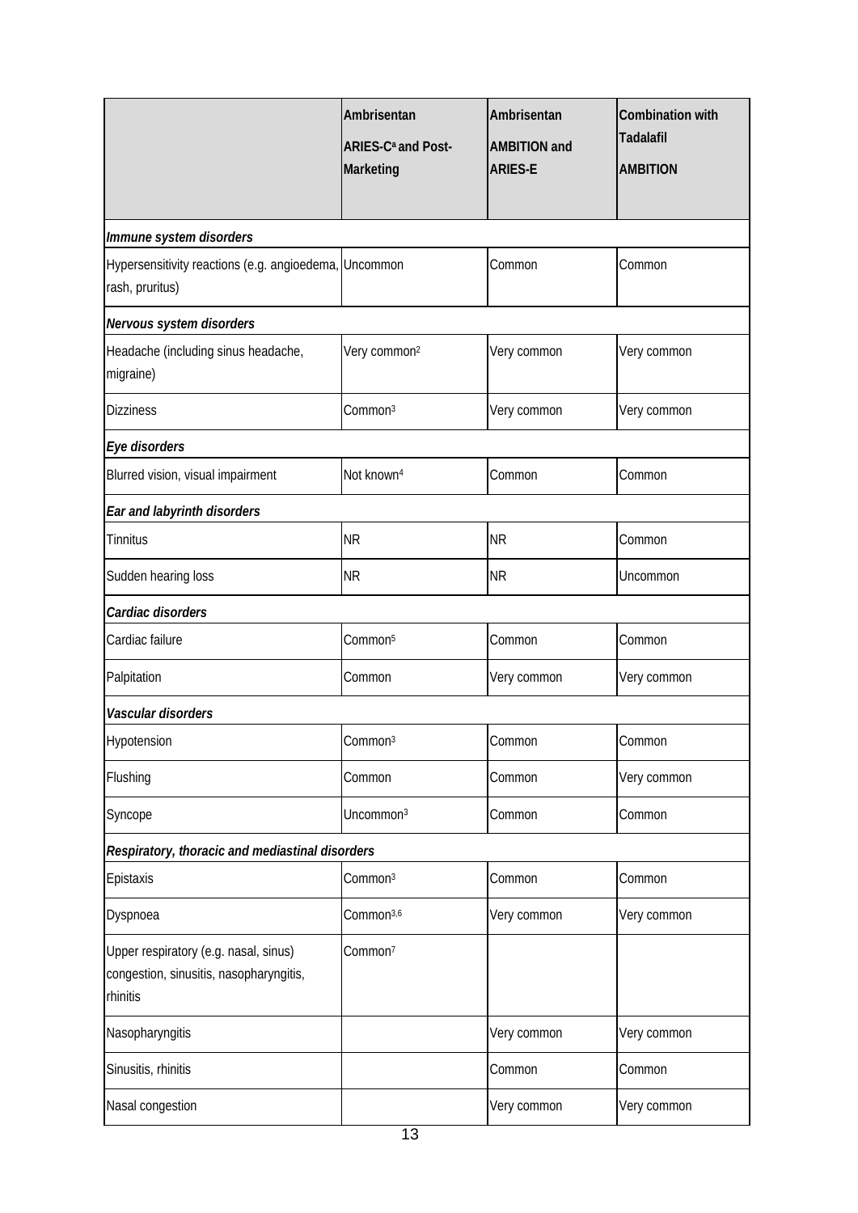| | Ambrisentan ARIES-C[a] and Post-Marketing | Ambrisentan AMBITION and ARIES-E | Combination with Tadalafil AMBITION |
|---|---|---|---|
| ***Immune system disorders*** | | | |
| Hypersensitivity reactions (e.g. angioedema, rash, pruritus) | Uncommon | Common | Common |
| ***Nervous system disorders*** | | | |
| Headache (including sinus headache, migraine) | Very common[2] | Very common | Very common |
| Dizziness | Common[3] | Very common | Very common |
| ***Eye disorders*** | | | |
| Blurred vision, visual impairment | Not known[4] | Common | Common |
| ***Ear and labyrinth disorders*** | | | |
| Tinnitus | NR | NR | Common |
| Sudden hearing loss | NR | NR | Uncommon |
| ***Cardiac disorders*** | | | |
| Cardiac failure | Common[5] | Common | Common |
| Palpitation | Common | Very common | Very common |
| ***Vascular disorders*** | | | |
| Hypotension | Common[3] | Common | Common |
| Flushing | Common | Common | Very common |
| Syncope | Uncommon[3] | Common | Common |
| ***Respiratory, thoracic and mediastinal disorders*** | | | |
| Epistaxis | Common[3] | Common | Common |
| Dyspnoea | Common[3,6] | Very common | Very common |
| Upper respiratory (e.g. nasal, sinus) congestion, sinusitis, nasopharyngitis, rhinitis | Common[7] | | |
| Nasopharyngitis | | Very common | Very common |
| Sinusitis, rhinitis | | Common | Common |
| Nasal congestion | | Very common | Very common |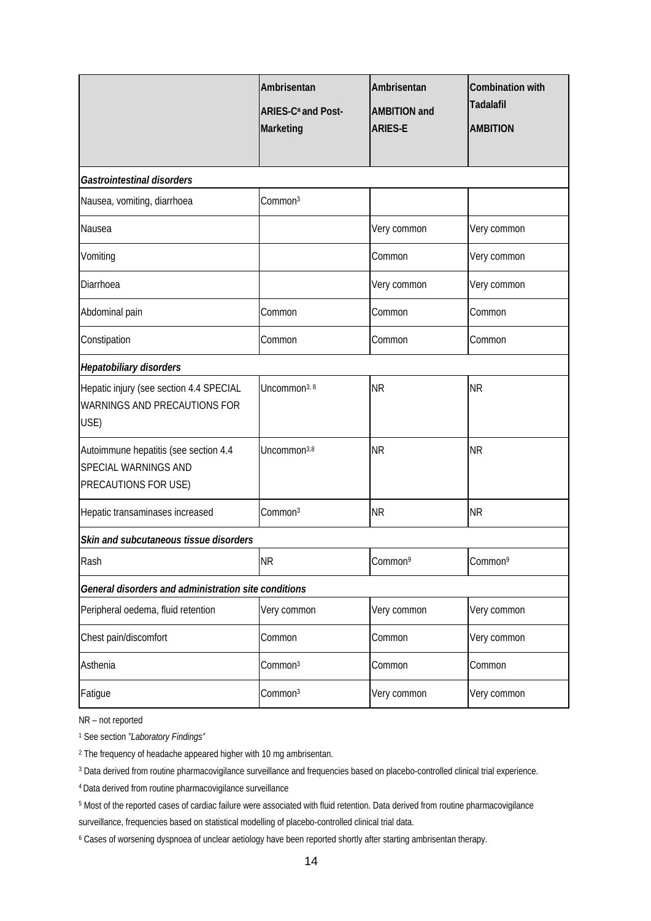| | Ambrisentan ARIES-C[a] and Post-Marketing | Ambrisentan AMBITION and ARIES-E | Combination with Tadalafil AMBITION |
|---|---|---|---|
| ***Gastrointestinal disorders*** | | | |
| Nausea, vomiting, diarrhoea | Common[3] | | |
| Nausea | | Very common | Very common |
| Vomiting | | Common | Very common |
| Diarrhoea | | Very common | Very common |
| Abdominal pain | Common | Common | Common |
| Constipation | Common | Common | Common |
| ***Hepatobiliary disorders*** | | | |
| Hepatic injury (see section 4.4 SPECIAL WARNINGS AND PRECAUTIONS FOR USE) | Uncommon[3, 8] | NR | NR |
| Autoimmune hepatitis (see section 4.4 SPECIAL WARNINGS AND PRECAUTIONS FOR USE) | Uncommon[3,8] | NR | NR |
| Hepatic transaminases increased | Common[3] | NR | NR |
| ***Skin and subcutaneous tissue disorders*** | | | |
| Rash | NR | Common[9] | Common[9] |
| ***General disorders and administration site conditions*** | | | |
| Peripheral oedema, fluid retention | Very common | Very common | Very common |
| Chest pain/discomfort | Common | Common | Very common |
| Asthenia | Common[3] | Common | Common |
| Fatigue | Common[3] | Very common | Very common |

NR – not reported

[1] See section *"Laboratory Findings"*

[2] The frequency of headache appeared higher with 10 mg ambrisentan.

[3] Data derived from routine pharmacovigilance surveillance and frequencies based on placebo-controlled clinical trial experience.

[4] Data derived from routine pharmacovigilance surveillance

[5] Most of the reported cases of cardiac failure were associated with fluid retention. Data derived from routine pharmacovigilance surveillance, frequencies based on statistical modelling of placebo-controlled clinical trial data.

[6] Cases of worsening dyspnoea of unclear aetiology have been reported shortly after starting ambrisentan therapy.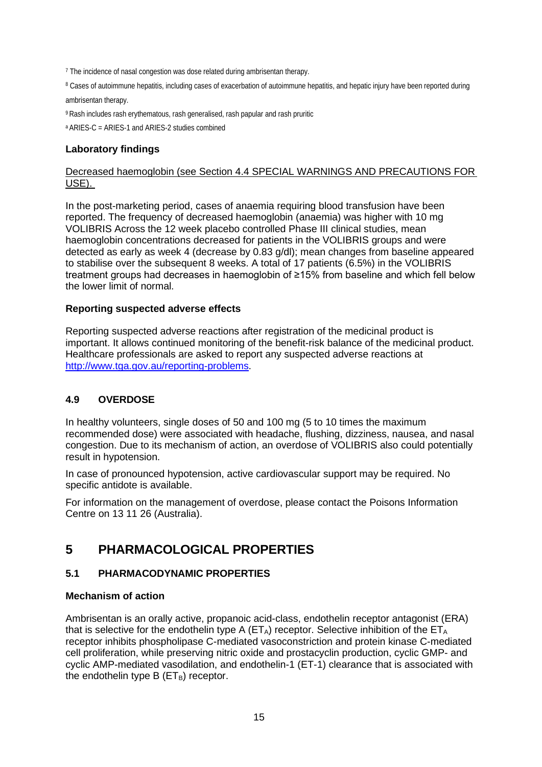[7] The incidence of nasal congestion was dose related during ambrisentan therapy.

[8] Cases of autoimmune hepatitis, including cases of exacerbation of autoimmune hepatitis, and hepatic injury have been reported during ambrisentan therapy.

[9] Rash includes rash erythematous, rash generalised, rash papular and rash pruritic

[a] ARIES-C = ARIES-1 and ARIES-2 studies combined

**Laboratory findings**

Decreased haemoglobin (see Section 4.4 SPECIAL WARNINGS AND PRECAUTIONS FOR USE).

In the post-marketing period, cases of anaemia requiring blood transfusion have been reported. The frequency of decreased haemoglobin (anaemia) was higher with 10 mg VOLIBRIS Across the 12 week placebo controlled Phase III clinical studies, mean haemoglobin concentrations decreased for patients in the VOLIBRIS groups and were detected as early as week 4 (decrease by 0.83 g/dl); mean changes from baseline appeared to stabilise over the subsequent 8 weeks. A total of 17 patients (6.5%) in the VOLIBRIS treatment groups had decreases in haemoglobin of ≥15% from baseline and which fell below the lower limit of normal.

**Reporting suspected adverse effects**

Reporting suspected adverse reactions after registration of the medicinal product is important. It allows continued monitoring of the benefit-risk balance of the medicinal product. Healthcare professionals are asked to report any suspected adverse reactions at http://www.tga.gov.au/reporting-problems.

### 4.9 OVERDOSE

In healthy volunteers, single doses of 50 and 100 mg (5 to 10 times the maximum recommended dose) were associated with headache, flushing, dizziness, nausea, and nasal congestion. Due to its mechanism of action, an overdose of VOLIBRIS also could potentially result in hypotension.

In case of pronounced hypotension, active cardiovascular support may be required. No specific antidote is available.

For information on the management of overdose, please contact the Poisons Information Centre on 13 11 26 (Australia).

# 5 PHARMACOLOGICAL PROPERTIES

### 5.1 PHARMACODYNAMIC PROPERTIES

**Mechanism of action**

Ambrisentan is an orally active, propanoic acid-class, endothelin receptor antagonist (ERA) that is selective for the endothelin type A ($ET_A$) receptor. Selective inhibition of the $ET_A$ receptor inhibits phospholipase C-mediated vasoconstriction and protein kinase C-mediated cell proliferation, while preserving nitric oxide and prostacyclin production, cyclic GMP- and cyclic AMP-mediated vasodilation, and endothelin-1 (ET-1) clearance that is associated with the endothelin type B ($ET_B$) receptor.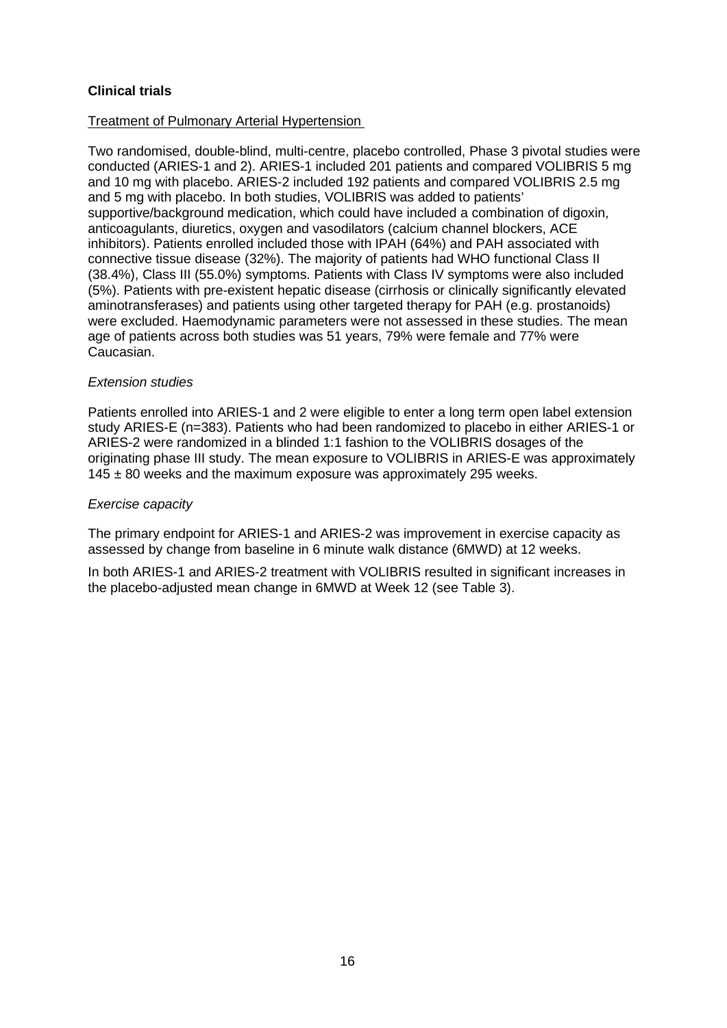**Clinical trials**

Treatment of Pulmonary Arterial Hypertension

Two randomised, double-blind, multi-centre, placebo controlled, Phase 3 pivotal studies were conducted (ARIES-1 and 2). ARIES-1 included 201 patients and compared VOLIBRIS 5 mg and 10 mg with placebo. ARIES-2 included 192 patients and compared VOLIBRIS 2.5 mg and 5 mg with placebo. In both studies, VOLIBRIS was added to patients' supportive/background medication, which could have included a combination of digoxin, anticoagulants, diuretics, oxygen and vasodilators (calcium channel blockers, ACE inhibitors). Patients enrolled included those with IPAH (64%) and PAH associated with connective tissue disease (32%). The majority of patients had WHO functional Class II (38.4%), Class III (55.0%) symptoms. Patients with Class IV symptoms were also included (5%). Patients with pre-existent hepatic disease (cirrhosis or clinically significantly elevated aminotransferases) and patients using other targeted therapy for PAH (e.g. prostanoids) were excluded. Haemodynamic parameters were not assessed in these studies. The mean age of patients across both studies was 51 years, 79% were female and 77% were Caucasian.

*Extension studies*

Patients enrolled into ARIES-1 and 2 were eligible to enter a long term open label extension study ARIES-E (n=383). Patients who had been randomized to placebo in either ARIES-1 or ARIES-2 were randomized in a blinded 1:1 fashion to the VOLIBRIS dosages of the originating phase III study. The mean exposure to VOLIBRIS in ARIES-E was approximately 145 ± 80 weeks and the maximum exposure was approximately 295 weeks.

*Exercise capacity*

The primary endpoint for ARIES-1 and ARIES-2 was improvement in exercise capacity as assessed by change from baseline in 6 minute walk distance (6MWD) at 12 weeks.

In both ARIES-1 and ARIES-2 treatment with VOLIBRIS resulted in significant increases in the placebo-adjusted mean change in 6MWD at Week 12 (see Table 3).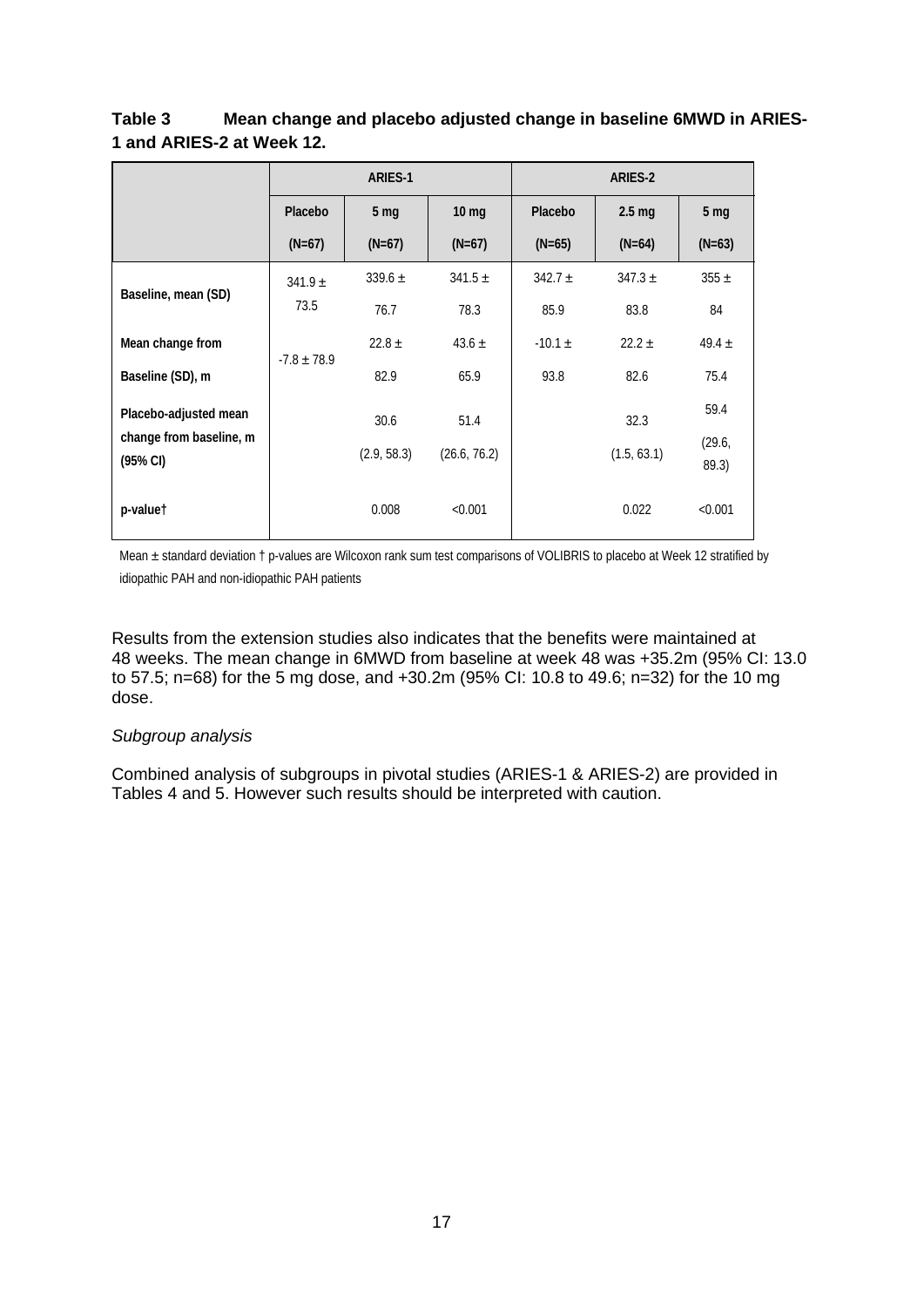**Table 3 Mean change and placebo adjusted change in baseline 6MWD in ARIES-1 and ARIES-2 at Week 12.**

| | ARIES-1 | | | ARIES-2 | | |
|---|---|---|---|---|---|---|
| | Placebo (N=67) | 5 mg (N=67) | 10 mg (N=67) | Placebo (N=65) | 2.5 mg (N=64) | 5 mg (N=63) |
| Baseline, mean (SD) | 341.9 ± 73.5 | 339.6 ± 76.7 | 341.5 ± 78.3 | 342.7 ± 85.9 | 347.3 ± 83.8 | 355 ± 84 |
| Mean change from Baseline (SD), m | -7.8 ± 78.9 | 22.8 ± 82.9 | 43.6 ± 65.9 | -10.1 ± 93.8 | 22.2 ± 82.6 | 49.4 ± 75.4 |
| Placebo-adjusted mean change from baseline, m (95% CI) | | 30.6 (2.9, 58.3) | 51.4 (26.6, 76.2) | | 32.3 (1.5, 63.1) | 59.4 (29.6, 89.3) |
| p-value† | | 0.008 | <0.001 | | 0.022 | <0.001 |

Mean ± standard deviation † p-values are Wilcoxon rank sum test comparisons of VOLIBRIS to placebo at Week 12 stratified by idiopathic PAH and non-idiopathic PAH patients

Results from the extension studies also indicates that the benefits were maintained at 48 weeks. The mean change in 6MWD from baseline at week 48 was +35.2m (95% CI: 13.0 to 57.5; n=68) for the 5 mg dose, and +30.2m (95% CI: 10.8 to 49.6; n=32) for the 10 mg dose.

*Subgroup analysis*

Combined analysis of subgroups in pivotal studies (ARIES-1 & ARIES-2) are provided in Tables 4 and 5. However such results should be interpreted with caution.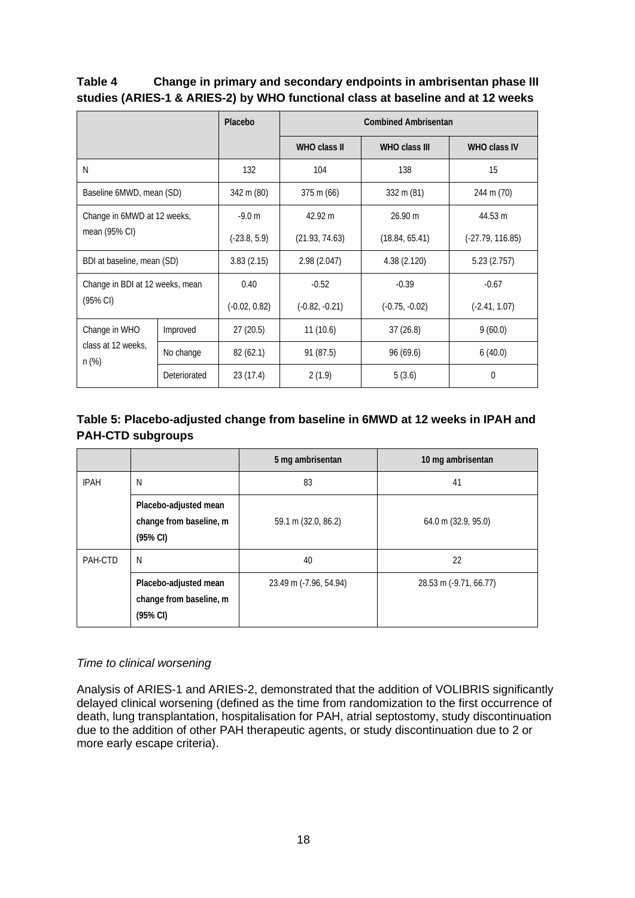**Table 4 Change in primary and secondary endpoints in ambrisentan phase III studies (ARIES-1 & ARIES-2) by WHO functional class at baseline and at 12 weeks**

| | | Placebo | Combined Ambrisentan | | |
|---|---|---|---|---|---|
| | | | WHO class II | WHO class III | WHO class IV |
| N | | 132 | 104 | 138 | 15 |
| Baseline 6MWD, mean (SD) | | 342 m (80) | 375 m (66) | 332 m (81) | 244 m (70) |
| Change in 6MWD at 12 weeks, mean (95% CI) | | -9.0 m (-23.8, 5.9) | 42.92 m (21.93, 74.63) | 26.90 m (18.84, 65.41) | 44.53 m (-27.79, 116.85) |
| BDI at baseline, mean (SD) | | 3.83 (2.15) | 2.98 (2.047) | 4.38 (2.120) | 5.23 (2.757) |
| Change in BDI at 12 weeks, mean (95% CI) | | 0.40 (-0.02, 0.82) | -0.52 (-0.82, -0.21) | -0.39 (-0.75, -0.02) | -0.67 (-2.41, 1.07) |
| Change in WHO class at 12 weeks, n (%) | Improved | 27 (20.5) | 11 (10.6) | 37 (26.8) | 9 (60.0) |
| | No change | 82 (62.1) | 91 (87.5) | 96 (69.6) | 6 (40.0) |
| | Deteriorated | 23 (17.4) | 2 (1.9) | 5 (3.6) | 0 |

**Table 5: Placebo-adjusted change from baseline in 6MWD at 12 weeks in IPAH and PAH-CTD subgroups**

| | | 5 mg ambrisentan | 10 mg ambrisentan |
|---|---|---|---|
| IPAH | N | 83 | 41 |
| | **Placebo-adjusted mean change from baseline, m (95% CI)** | 59.1 m (32.0, 86.2) | 64.0 m (32.9, 95.0) |
| PAH-CTD | N | 40 | 22 |
| | **Placebo-adjusted mean change from baseline, m (95% CI)** | 23.49 m (-7.96, 54.94) | 28.53 m (-9.71, 66.77) |

*Time to clinical worsening*

Analysis of ARIES-1 and ARIES-2, demonstrated that the addition of VOLIBRIS significantly delayed clinical worsening (defined as the time from randomization to the first occurrence of death, lung transplantation, hospitalisation for PAH, atrial septostomy, study discontinuation due to the addition of other PAH therapeutic agents, or study discontinuation due to 2 or more early escape criteria).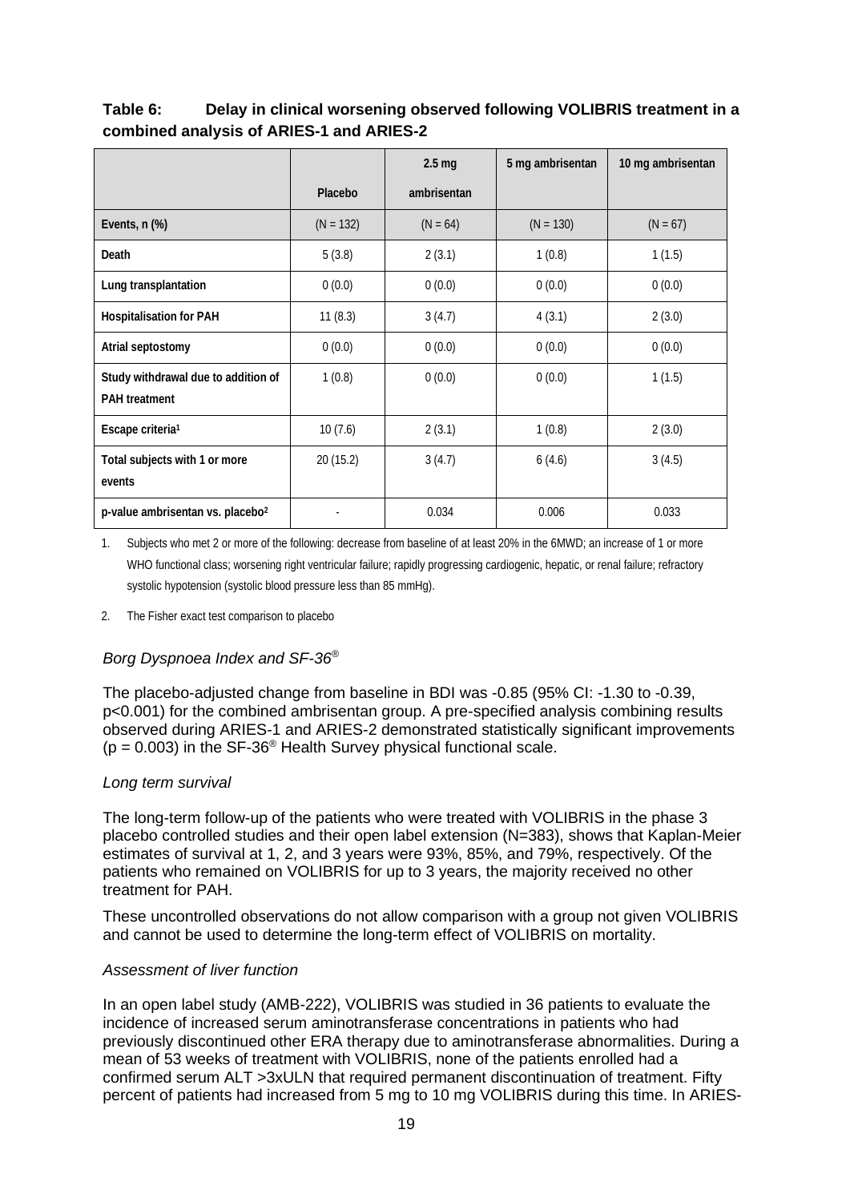**Table 6: Delay in clinical worsening observed following VOLIBRIS treatment in a combined analysis of ARIES-1 and ARIES-2**

| | Placebo | 2.5 mg ambrisentan | 5 mg ambrisentan | 10 mg ambrisentan |
|---|---|---|---|---|
| Events, n (%) | (N = 132) | (N = 64) | (N = 130) | (N = 67) |
| Death | 5 (3.8) | 2 (3.1) | 1 (0.8) | 1 (1.5) |
| Lung transplantation | 0 (0.0) | 0 (0.0) | 0 (0.0) | 0 (0.0) |
| Hospitalisation for PAH | 11 (8.3) | 3 (4.7) | 4 (3.1) | 2 (3.0) |
| Atrial septostomy | 0 (0.0) | 0 (0.0) | 0 (0.0) | 0 (0.0) |
| Study withdrawal due to addition of PAH treatment | 1 (0.8) | 0 (0.0) | 0 (0.0) | 1 (1.5) |
| Escape criteria[1] | 10 (7.6) | 2 (3.1) | 1 (0.8) | 2 (3.0) |
| Total subjects with 1 or more events | 20 (15.2) | 3 (4.7) | 6 (4.6) | 3 (4.5) |
| p-value ambrisentan vs. placebo[2] | - | 0.034 | 0.006 | 0.033 |

1. Subjects who met 2 or more of the following: decrease from baseline of at least 20% in the 6MWD; an increase of 1 or more WHO functional class; worsening right ventricular failure; rapidly progressing cardiogenic, hepatic, or renal failure; refractory systolic hypotension (systolic blood pressure less than 85 mmHg).

2. The Fisher exact test comparison to placebo

*Borg Dyspnoea Index and SF-36®*

The placebo-adjusted change from baseline in BDI was -0.85 (95% CI: -1.30 to -0.39, $p<0.001$) for the combined ambrisentan group. A pre-specified analysis combining results observed during ARIES-1 and ARIES-2 demonstrated statistically significant improvements ($p = 0.003$) in the SF-36® Health Survey physical functional scale.

*Long term survival*

The long-term follow-up of the patients who were treated with VOLIBRIS in the phase 3 placebo controlled studies and their open label extension (N=383), shows that Kaplan-Meier estimates of survival at 1, 2, and 3 years were 93%, 85%, and 79%, respectively. Of the patients who remained on VOLIBRIS for up to 3 years, the majority received no other treatment for PAH.

These uncontrolled observations do not allow comparison with a group not given VOLIBRIS and cannot be used to determine the long-term effect of VOLIBRIS on mortality.

*Assessment of liver function*

In an open label study (AMB-222), VOLIBRIS was studied in 36 patients to evaluate the incidence of increased serum aminotransferase concentrations in patients who had previously discontinued other ERA therapy due to aminotransferase abnormalities. During a mean of 53 weeks of treatment with VOLIBRIS, none of the patients enrolled had a confirmed serum ALT >3xULN that required permanent discontinuation of treatment. Fifty percent of patients had increased from 5 mg to 10 mg VOLIBRIS during this time. In ARIES-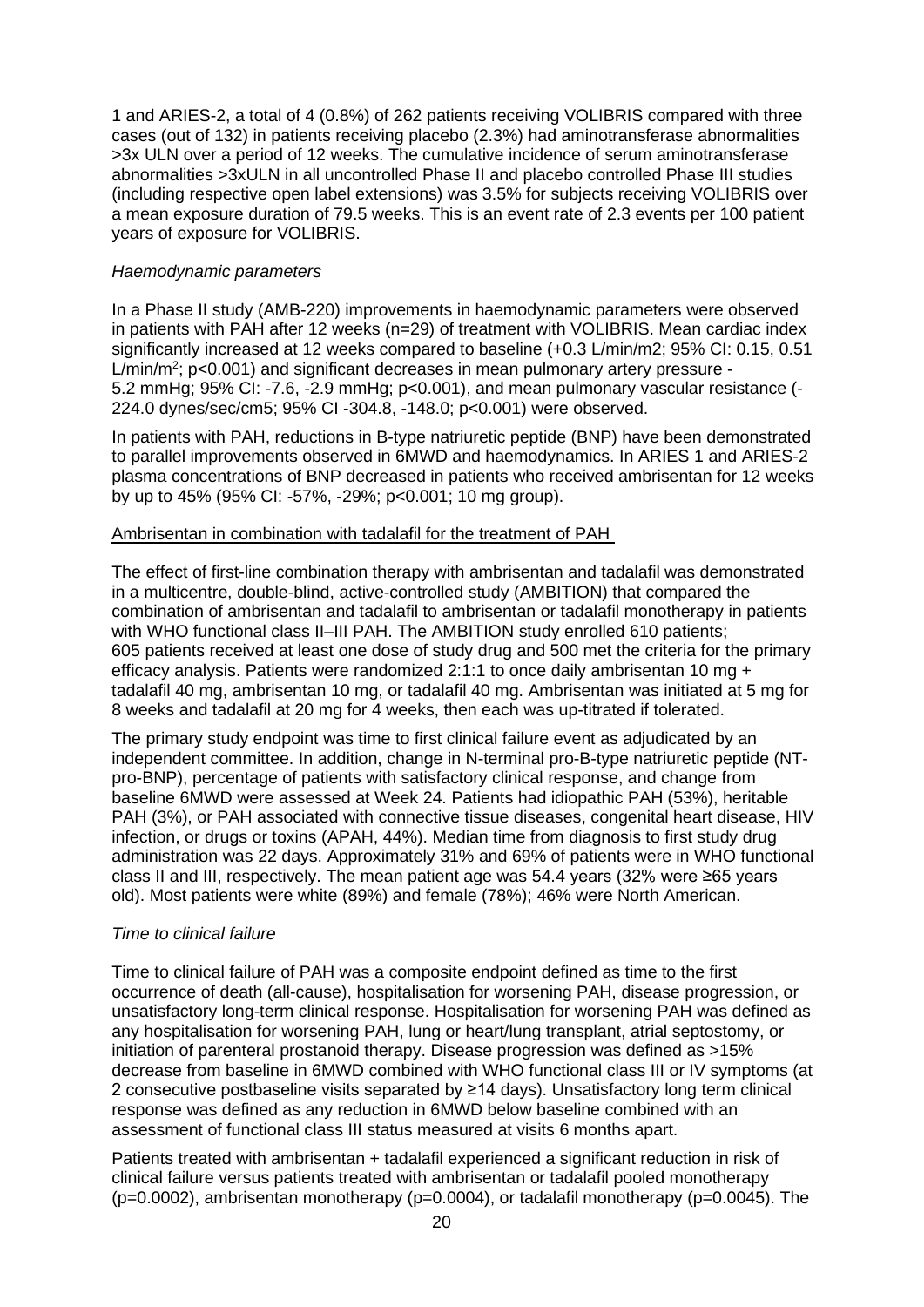1 and ARIES-2, a total of 4 (0.8%) of 262 patients receiving VOLIBRIS compared with three cases (out of 132) in patients receiving placebo (2.3%) had aminotransferase abnormalities >3x ULN over a period of 12 weeks. The cumulative incidence of serum aminotransferase abnormalities >3xULN in all uncontrolled Phase II and placebo controlled Phase III studies (including respective open label extensions) was 3.5% for subjects receiving VOLIBRIS over a mean exposure duration of 79.5 weeks. This is an event rate of 2.3 events per 100 patient years of exposure for VOLIBRIS.

*Haemodynamic parameters*

In a Phase II study (AMB-220) improvements in haemodynamic parameters were observed in patients with PAH after 12 weeks (n=29) of treatment with VOLIBRIS. Mean cardiac index significantly increased at 12 weeks compared to baseline (+0.3 L/min/m2; 95% CI: 0.15, 0.51 L/min/$m^2$; p<0.001) and significant decreases in mean pulmonary artery pressure -5.2 mmHg; 95% CI: -7.6, -2.9 mmHg; p<0.001), and mean pulmonary vascular resistance (-224.0 dynes/sec/cm5; 95% CI -304.8, -148.0; p<0.001) were observed.

In patients with PAH, reductions in B-type natriuretic peptide (BNP) have been demonstrated to parallel improvements observed in 6MWD and haemodynamics. In ARIES 1 and ARIES-2 plasma concentrations of BNP decreased in patients who received ambrisentan for 12 weeks by up to 45% (95% CI: -57%, -29%; p<0.001; 10 mg group).

Ambrisentan in combination with tadalafil for the treatment of PAH

The effect of first-line combination therapy with ambrisentan and tadalafil was demonstrated in a multicentre, double-blind, active-controlled study (AMBITION) that compared the combination of ambrisentan and tadalafil to ambrisentan or tadalafil monotherapy in patients with WHO functional class II–III PAH. The AMBITION study enrolled 610 patients; 605 patients received at least one dose of study drug and 500 met the criteria for the primary efficacy analysis. Patients were randomized 2:1:1 to once daily ambrisentan 10 mg + tadalafil 40 mg, ambrisentan 10 mg, or tadalafil 40 mg. Ambrisentan was initiated at 5 mg for 8 weeks and tadalafil at 20 mg for 4 weeks, then each was up-titrated if tolerated.

The primary study endpoint was time to first clinical failure event as adjudicated by an independent committee. In addition, change in N-terminal pro-B-type natriuretic peptide (NT-pro-BNP), percentage of patients with satisfactory clinical response, and change from baseline 6MWD were assessed at Week 24. Patients had idiopathic PAH (53%), heritable PAH (3%), or PAH associated with connective tissue diseases, congenital heart disease, HIV infection, or drugs or toxins (APAH, 44%). Median time from diagnosis to first study drug administration was 22 days. Approximately 31% and 69% of patients were in WHO functional class II and III, respectively. The mean patient age was 54.4 years (32% were ≥65 years old). Most patients were white (89%) and female (78%); 46% were North American.

*Time to clinical failure*

Time to clinical failure of PAH was a composite endpoint defined as time to the first occurrence of death (all-cause), hospitalisation for worsening PAH, disease progression, or unsatisfactory long-term clinical response. Hospitalisation for worsening PAH was defined as any hospitalisation for worsening PAH, lung or heart/lung transplant, atrial septostomy, or initiation of parenteral prostanoid therapy. Disease progression was defined as >15% decrease from baseline in 6MWD combined with WHO functional class III or IV symptoms (at 2 consecutive postbaseline visits separated by ≥14 days). Unsatisfactory long term clinical response was defined as any reduction in 6MWD below baseline combined with an assessment of functional class III status measured at visits 6 months apart.

Patients treated with ambrisentan + tadalafil experienced a significant reduction in risk of clinical failure versus patients treated with ambrisentan or tadalafil pooled monotherapy (p=0.0002), ambrisentan monotherapy (p=0.0004), or tadalafil monotherapy (p=0.0045). The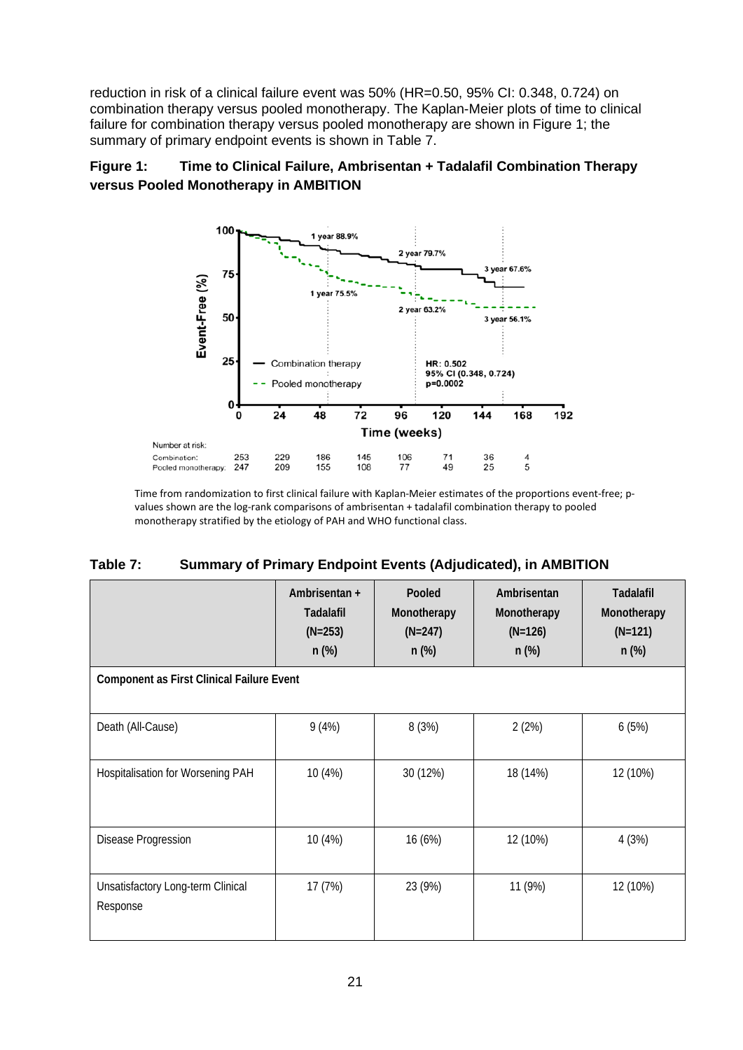reduction in risk of a clinical failure event was 50% (HR=0.50, 95% CI: 0.348, 0.724) on combination therapy versus pooled monotherapy. The Kaplan-Meier plots of time to clinical failure for combination therapy versus pooled monotherapy are shown in Figure 1; the summary of primary endpoint events is shown in Table 7.

**Figure 1: Time to Clinical Failure, Ambrisentan + Tadalafil Combination Therapy versus Pooled Monotherapy in AMBITION**

Time from randomization to first clinical failure with Kaplan-Meier estimates of the proportions event-free; p-values shown are the log-rank comparisons of ambrisentan + tadalafil combination therapy to pooled monotherapy stratified by the etiology of PAH and WHO functional class.

**Table 7: Summary of Primary Endpoint Events (Adjudicated), in AMBITION**

| | Ambrisentan + Tadalafil (N=253) n (%) | Pooled Monotherapy (N=247) n (%) | Ambrisentan Monotherapy (N=126) n (%) | Tadalafil Monotherapy (N=121) n (%) |
|---|---|---|---|---|
| **Component as First Clinical Failure Event** | | | | |
| Death (All-Cause) | 9 (4%) | 8 (3%) | 2 (2%) | 6 (5%) |
| Hospitalisation for Worsening PAH | 10 (4%) | 30 (12%) | 18 (14%) | 12 (10%) |
| Disease Progression | 10 (4%) | 16 (6%) | 12 (10%) | 4 (3%) |
| Unsatisfactory Long-term Clinical Response | 17 (7%) | 23 (9%) | 11 (9%) | 12 (10%) |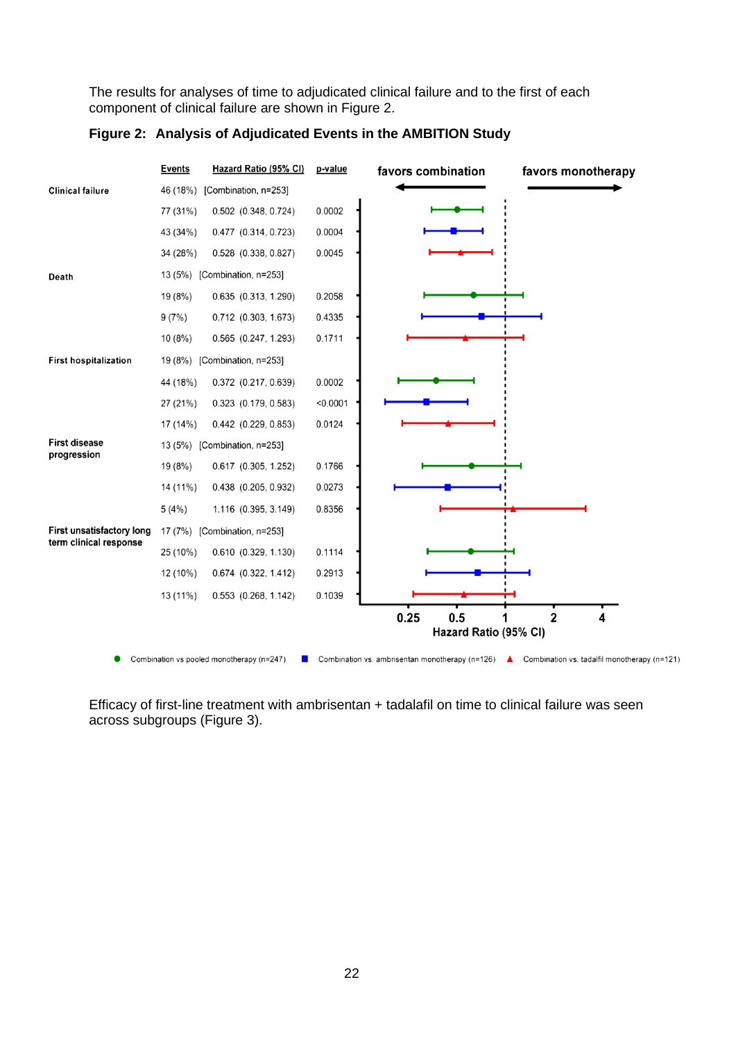The results for analyses of time to adjudicated clinical failure and to the first of each component of clinical failure are shown in Figure 2.

**Figure 2: Analysis of Adjudicated Events in the AMBITION Study**

| | Events | Hazard Ratio (95% CI) | p-value |
|---|---|---|---|
| **Clinical failure** | 46 (18%) | [Combination, n=253] | |
| | 77 (31%) | 0.502 (0.348, 0.724) | 0.0002 |
| | 43 (34%) | 0.477 (0.314, 0.723) | 0.0004 |
| | 34 (28%) | 0.528 (0.338, 0.827) | 0.0045 |
| **Death** | 13 (5%) | [Combination, n=253] | |
| | 19 (8%) | 0.635 (0.313, 1.290) | 0.2058 |
| | 9 (7%) | 0.712 (0.303, 1.673) | 0.4335 |
| | 10 (8%) | 0.565 (0.247, 1.293) | 0.1711 |
| **First hospitalization** | 19 (8%) | [Combination, n=253] | |
| | 44 (18%) | 0.372 (0.217, 0.639) | 0.0002 |
| | 27 (21%) | 0.323 (0.179, 0.583) | <0.0001 |
| | 17 (14%) | 0.442 (0.229, 0.853) | 0.0124 |
| **First disease progression** | 13 (5%) | [Combination, n=253] | |
| | 19 (8%) | 0.617 (0.305, 1.252) | 0.1766 |
| | 14 (11%) | 0.438 (0.205, 0.932) | 0.0273 |
| | 5 (4%) | 1.116 (0.395, 3.149) | 0.8356 |
| **First unsatisfactory long term clinical response** | 17 (7%) | [Combination, n=253] | |
| | 25 (10%) | 0.610 (0.329, 1.130) | 0.1114 |
| | 12 (10%) | 0.674 (0.322, 1.412) | 0.2913 |
| | 13 (11%) | 0.553 (0.268, 1.142) | 0.1039 |

favors combination ← → favors monotherapy

Hazard Ratio (95% CI): 0.25, 0.5, 1, 2, 4

● Combination vs pooled monotherapy (n=247) ■ Combination vs. ambrisentan monotherapy (n=126) ▲ Combination vs. tadalfil monotherapy (n=121)

Efficacy of first-line treatment with ambrisentan + tadalafil on time to clinical failure was seen across subgroups (Figure 3).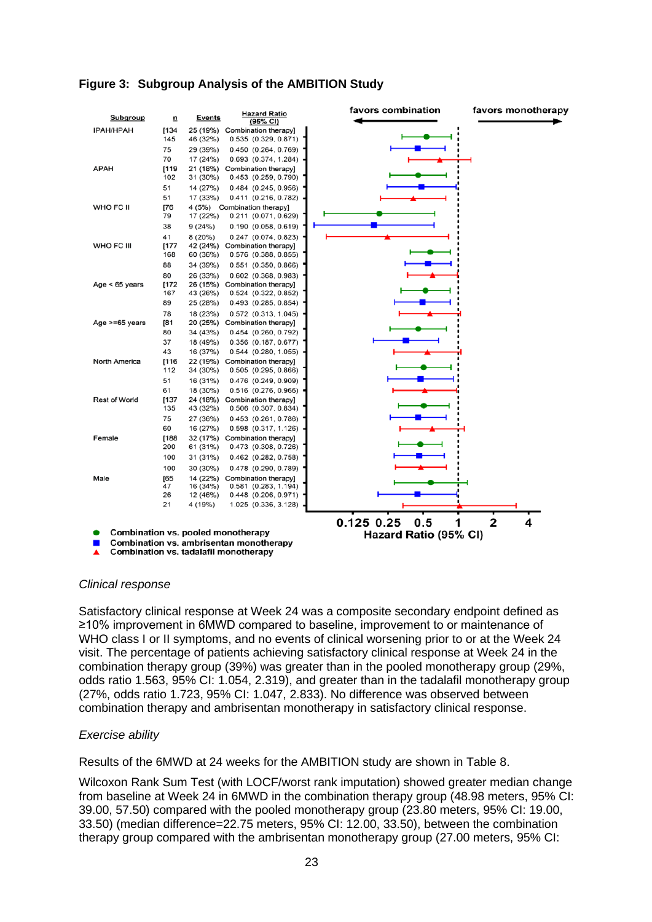**Figure 3: Subgroup Analysis of the AMBITION Study**

| Subgroup | n | Events | Hazard Ratio (95% CI) |
|---|---|---|---|
| IPAH/HPAH | [134 | 25 (19%) | Combination therapy] |
| | 145 | 46 (32%) | 0.535 (0.329, 0.871) |
| | 75 | 29 (39%) | 0.450 (0.264, 0.769) |
| | 70 | 17 (24%) | 0.693 (0.374, 1.284) |
| APAH | [119 | 21 (18%) | Combination therapy] |
| | 102 | 31 (30%) | 0.453 (0.259, 0.790) |
| | 51 | 14 (27%) | 0.484 (0.245, 0.956) |
| | 51 | 17 (33%) | 0.411 (0.216, 0.782) |
| WHO FC II | [76 | 4 (5%) | Combination therapy] |
| | 79 | 17 (22%) | 0.211 (0.071, 0.629) |
| | 38 | 9 (24%) | 0.190 (0.058, 0.619) |
| | 41 | 8 (20%) | 0.247 (0.074, 0.823) |
| WHO FC III | [177 | 42 (24%) | Combination therapy] |
| | 168 | 60 (36%) | 0.576 (0.388, 0.855) |
| | 88 | 34 (39%) | 0.551 (0.350, 0.866) |
| | 80 | 26 (33%) | 0.602 (0.368, 0.983) |
| Age < 65 years | [172 | 26 (15%) | Combination therapy] |
| | 167 | 43 (26%) | 0.524 (0.322, 0.852) |
| | 89 | 25 (28%) | 0.493 (0.285, 0.854) |
| | 78 | 18 (23%) | 0.572 (0.313, 1.045) |
| Age >=65 years | [81 | 20 (25%) | Combination therapy] |
| | 80 | 34 (43%) | 0.454 (0.260, 0.792) |
| | 37 | 18 (49%) | 0.356 (0.187, 0.677) |
| | 43 | 16 (37%) | 0.544 (0.280, 1.055) |
| North America | [116 | 22 (19%) | Combination therapy] |
| | 112 | 34 (30%) | 0.505 (0.295, 0.866) |
| | 51 | 16 (31%) | 0.476 (0.249, 0.909) |
| | 61 | 18 (30%) | 0.516 (0.276, 0.966) |
| Rest of World | [137 | 24 (18%) | Combination therapy] |
| | 135 | 43 (32%) | 0.506 (0.307, 0.834) |
| | 75 | 27 (36%) | 0.453 (0.261, 0.786) |
| | 60 | 16 (27%) | 0.598 (0.317, 1.126) |
| Female | [188 | 32 (17%) | Combination therapy] |
| | 200 | 61 (31%) | 0.473 (0.308, 0.726) |
| | 100 | 31 (31%) | 0.462 (0.282, 0.758) |
| | 100 | 30 (30%) | 0.478 (0.290, 0.789) |
| Male | [65 | 14 (22%) | Combination therapy] |
| | 47 | 16 (34%) | 0.581 (0.283, 1.194) |
| | 26 | 12 (46%) | 0.448 (0.206, 0.971) |
| | 21 | 4 (19%) | 1.025 (0.336, 3.128) |

favors combination ← → favors monotherapy

Hazard Ratio (95% CI): 0.125, 0.25, 0.5, 1, 2, 4

● Combination vs. pooled monotherapy
■ Combination vs. ambrisentan monotherapy
▲ Combination vs. tadalafil monotherapy

*Clinical response*

Satisfactory clinical response at Week 24 was a composite secondary endpoint defined as ≥10% improvement in 6MWD compared to baseline, improvement to or maintenance of WHO class I or II symptoms, and no events of clinical worsening prior to or at the Week 24 visit. The percentage of patients achieving satisfactory clinical response at Week 24 in the combination therapy group (39%) was greater than in the pooled monotherapy group (29%, odds ratio 1.563, 95% CI: 1.054, 2.319), and greater than in the tadalafil monotherapy group (27%, odds ratio 1.723, 95% CI: 1.047, 2.833). No difference was observed between combination therapy and ambrisentan monotherapy in satisfactory clinical response.

*Exercise ability*

Results of the 6MWD at 24 weeks for the AMBITION study are shown in Table 8.

Wilcoxon Rank Sum Test (with LOCF/worst rank imputation) showed greater median change from baseline at Week 24 in 6MWD in the combination therapy group (48.98 meters, 95% CI: 39.00, 57.50) compared with the pooled monotherapy group (23.80 meters, 95% CI: 19.00, 33.50) (median difference=22.75 meters, 95% CI: 12.00, 33.50), between the combination therapy group compared with the ambrisentan monotherapy group (27.00 meters, 95% CI: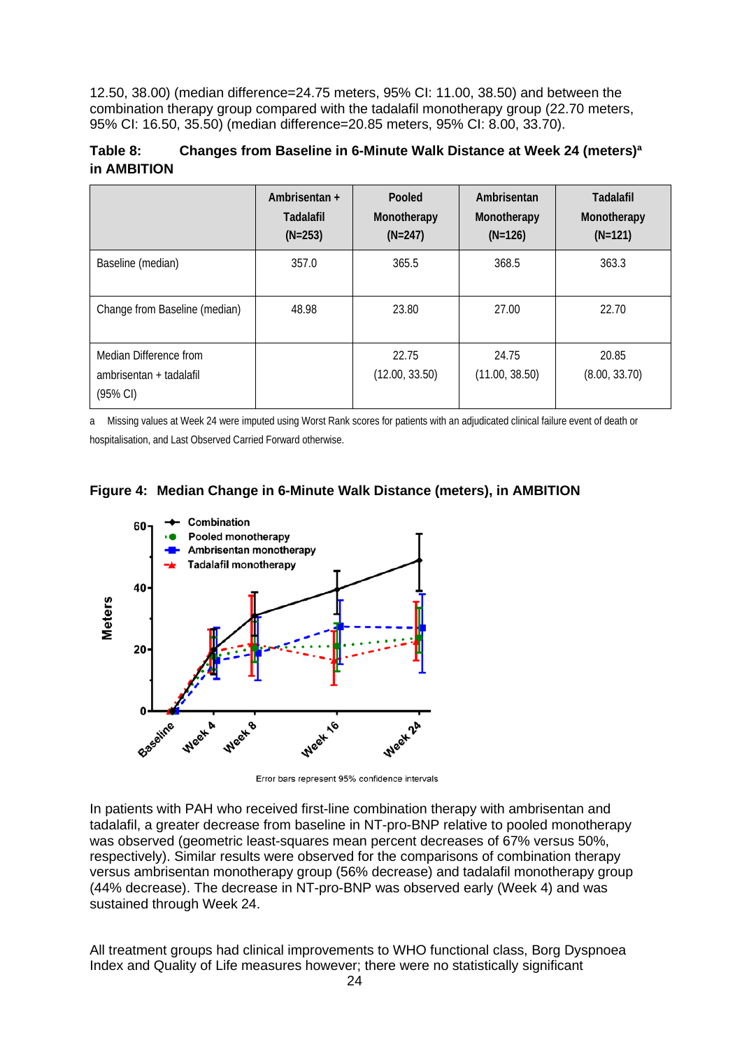12.50, 38.00) (median difference=24.75 meters, 95% CI: 11.00, 38.50) and between the combination therapy group compared with the tadalafil monotherapy group (22.70 meters, 95% CI: 16.50, 35.50) (median difference=20.85 meters, 95% CI: 8.00, 33.70).

**Table 8: Changes from Baseline in 6-Minute Walk Distance at Week 24 (meters)[a] in AMBITION**

| | Ambrisentan + Tadalafil (N=253) | Pooled Monotherapy (N=247) | Ambrisentan Monotherapy (N=126) | Tadalafil Monotherapy (N=121) |
|---|---|---|---|---|
| Baseline (median) | 357.0 | 365.5 | 368.5 | 363.3 |
| Change from Baseline (median) | 48.98 | 23.80 | 27.00 | 22.70 |
| Median Difference from ambrisentan + tadalafil (95% CI) | | 22.75 (12.00, 33.50) | 24.75 (11.00, 38.50) | 20.85 (8.00, 33.70) |

a Missing values at Week 24 were imputed using Worst Rank scores for patients with an adjudicated clinical failure event of death or hospitalisation, and Last Observed Carried Forward otherwise.

**Figure 4: Median Change in 6-Minute Walk Distance (meters), in AMBITION**

Error bars represent 95% confidence intervals

In patients with PAH who received first-line combination therapy with ambrisentan and tadalafil, a greater decrease from baseline in NT-pro-BNP relative to pooled monotherapy was observed (geometric least-squares mean percent decreases of 67% versus 50%, respectively). Similar results were observed for the comparisons of combination therapy versus ambrisentan monotherapy group (56% decrease) and tadalafil monotherapy group (44% decrease). The decrease in NT-pro-BNP was observed early (Week 4) and was sustained through Week 24.

All treatment groups had clinical improvements to WHO functional class, Borg Dyspnoea Index and Quality of Life measures however; there were no statistically significant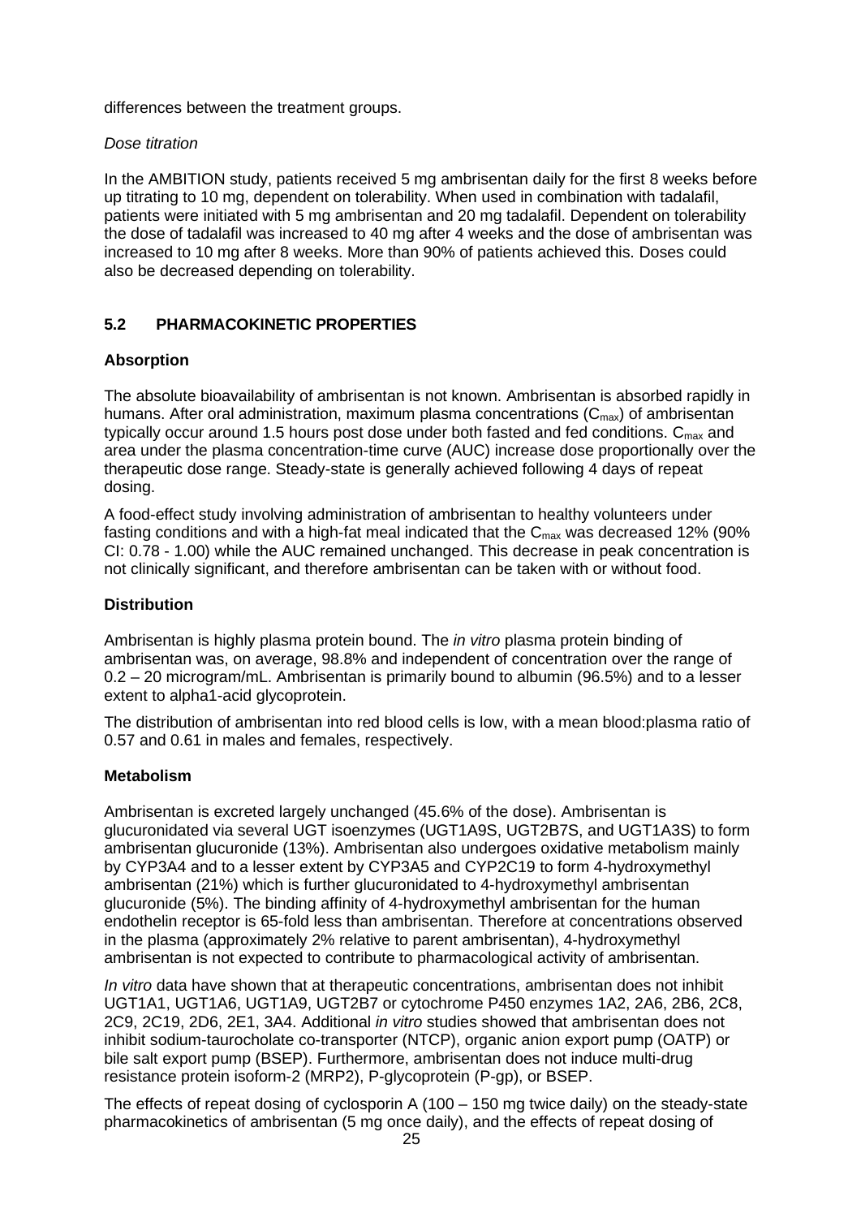differences between the treatment groups.

*Dose titration*

In the AMBITION study, patients received 5 mg ambrisentan daily for the first 8 weeks before up titrating to 10 mg, dependent on tolerability. When used in combination with tadalafil, patients were initiated with 5 mg ambrisentan and 20 mg tadalafil. Dependent on tolerability the dose of tadalafil was increased to 40 mg after 4 weeks and the dose of ambrisentan was increased to 10 mg after 8 weeks. More than 90% of patients achieved this. Doses could also be decreased depending on tolerability.

## 5.2 PHARMACOKINETIC PROPERTIES

### Absorption

The absolute bioavailability of ambrisentan is not known. Ambrisentan is absorbed rapidly in humans. After oral administration, maximum plasma concentrations ($C_{max}$) of ambrisentan typically occur around 1.5 hours post dose under both fasted and fed conditions. $C_{max}$ and area under the plasma concentration-time curve (AUC) increase dose proportionally over the therapeutic dose range. Steady-state is generally achieved following 4 days of repeat dosing.

A food-effect study involving administration of ambrisentan to healthy volunteers under fasting conditions and with a high-fat meal indicated that the $C_{max}$ was decreased 12% (90% CI: 0.78 - 1.00) while the AUC remained unchanged. This decrease in peak concentration is not clinically significant, and therefore ambrisentan can be taken with or without food.

### Distribution

Ambrisentan is highly plasma protein bound. The *in vitro* plasma protein binding of ambrisentan was, on average, 98.8% and independent of concentration over the range of 0.2 – 20 microgram/mL. Ambrisentan is primarily bound to albumin (96.5%) and to a lesser extent to alpha1-acid glycoprotein.

The distribution of ambrisentan into red blood cells is low, with a mean blood:plasma ratio of 0.57 and 0.61 in males and females, respectively.

### Metabolism

Ambrisentan is excreted largely unchanged (45.6% of the dose). Ambrisentan is glucuronidated via several UGT isoenzymes (UGT1A9S, UGT2B7S, and UGT1A3S) to form ambrisentan glucuronide (13%). Ambrisentan also undergoes oxidative metabolism mainly by CYP3A4 and to a lesser extent by CYP3A5 and CYP2C19 to form 4-hydroxymethyl ambrisentan (21%) which is further glucuronidated to 4-hydroxymethyl ambrisentan glucuronide (5%). The binding affinity of 4-hydroxymethyl ambrisentan for the human endothelin receptor is 65-fold less than ambrisentan. Therefore at concentrations observed in the plasma (approximately 2% relative to parent ambrisentan), 4-hydroxymethyl ambrisentan is not expected to contribute to pharmacological activity of ambrisentan.

*In vitro* data have shown that at therapeutic concentrations, ambrisentan does not inhibit UGT1A1, UGT1A6, UGT1A9, UGT2B7 or cytochrome P450 enzymes 1A2, 2A6, 2B6, 2C8, 2C9, 2C19, 2D6, 2E1, 3A4. Additional *in vitro* studies showed that ambrisentan does not inhibit sodium-taurocholate co-transporter (NTCP), organic anion export pump (OATP) or bile salt export pump (BSEP). Furthermore, ambrisentan does not induce multi-drug resistance protein isoform-2 (MRP2), P-glycoprotein (P-gp), or BSEP.

The effects of repeat dosing of cyclosporin A (100 – 150 mg twice daily) on the steady-state pharmacokinetics of ambrisentan (5 mg once daily), and the effects of repeat dosing of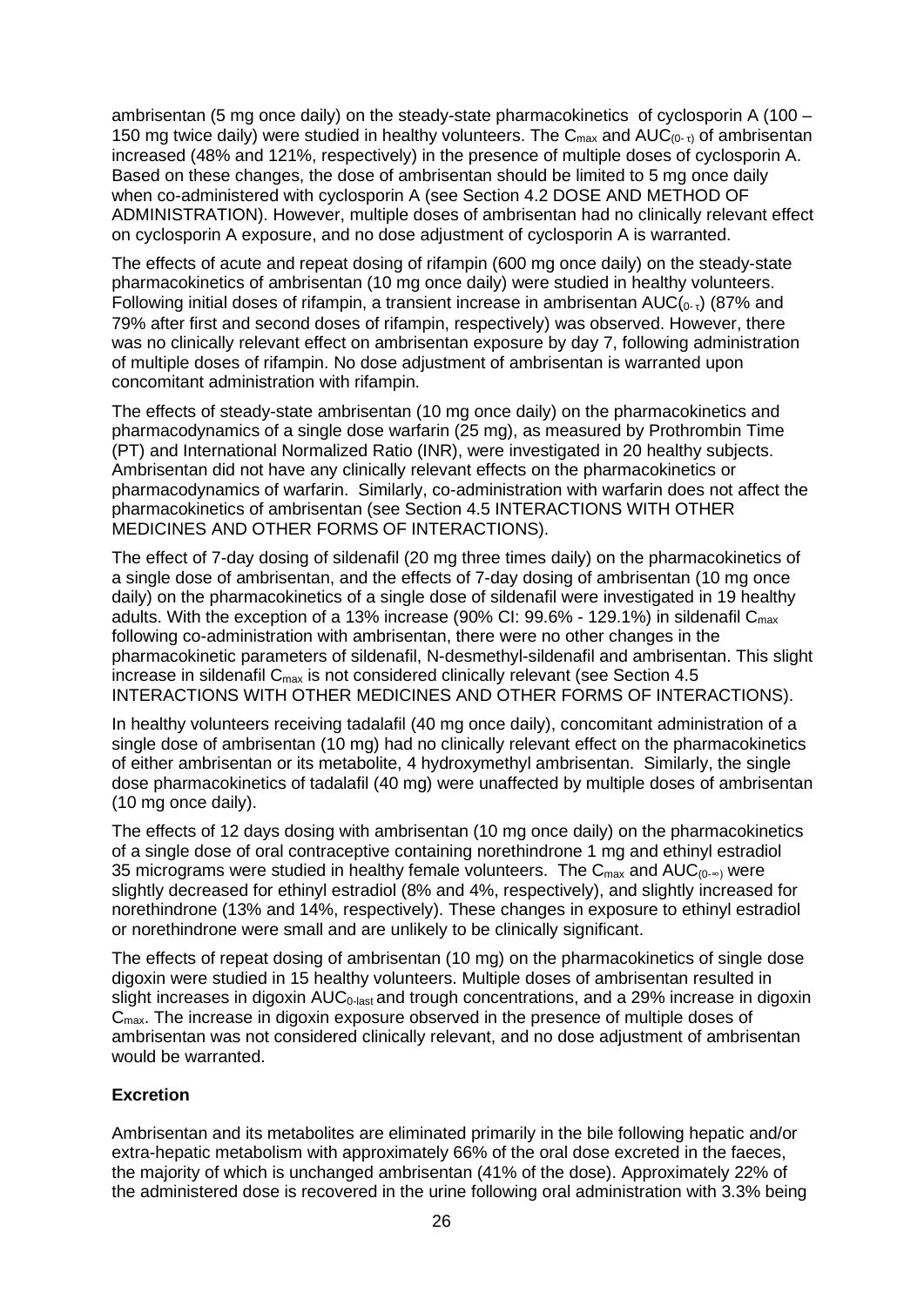ambrisentan (5 mg once daily) on the steady-state pharmacokinetics of cyclosporin A (100 – 150 mg twice daily) were studied in healthy volunteers. The $C_{max}$ and $AUC_{(0-\tau)}$ of ambrisentan increased (48% and 121%, respectively) in the presence of multiple doses of cyclosporin A. Based on these changes, the dose of ambrisentan should be limited to 5 mg once daily when co-administered with cyclosporin A (see Section 4.2 DOSE AND METHOD OF ADMINISTRATION). However, multiple doses of ambrisentan had no clinically relevant effect on cyclosporin A exposure, and no dose adjustment of cyclosporin A is warranted.

The effects of acute and repeat dosing of rifampin (600 mg once daily) on the steady-state pharmacokinetics of ambrisentan (10 mg once daily) were studied in healthy volunteers. Following initial doses of rifampin, a transient increase in ambrisentan $AUC_{(0-\tau)}$ (87% and 79% after first and second doses of rifampin, respectively) was observed. However, there was no clinically relevant effect on ambrisentan exposure by day 7, following administration of multiple doses of rifampin. No dose adjustment of ambrisentan is warranted upon concomitant administration with rifampin.

The effects of steady-state ambrisentan (10 mg once daily) on the pharmacokinetics and pharmacodynamics of a single dose warfarin (25 mg), as measured by Prothrombin Time (PT) and International Normalized Ratio (INR), were investigated in 20 healthy subjects. Ambrisentan did not have any clinically relevant effects on the pharmacokinetics or pharmacodynamics of warfarin. Similarly, co-administration with warfarin does not affect the pharmacokinetics of ambrisentan (see Section 4.5 INTERACTIONS WITH OTHER MEDICINES AND OTHER FORMS OF INTERACTIONS).

The effect of 7-day dosing of sildenafil (20 mg three times daily) on the pharmacokinetics of a single dose of ambrisentan, and the effects of 7-day dosing of ambrisentan (10 mg once daily) on the pharmacokinetics of a single dose of sildenafil were investigated in 19 healthy adults. With the exception of a 13% increase (90% CI: 99.6% - 129.1%) in sildenafil $C_{max}$ following co-administration with ambrisentan, there were no other changes in the pharmacokinetic parameters of sildenafil, N-desmethyl-sildenafil and ambrisentan. This slight increase in sildenafil $C_{max}$ is not considered clinically relevant (see Section 4.5 INTERACTIONS WITH OTHER MEDICINES AND OTHER FORMS OF INTERACTIONS).

In healthy volunteers receiving tadalafil (40 mg once daily), concomitant administration of a single dose of ambrisentan (10 mg) had no clinically relevant effect on the pharmacokinetics of either ambrisentan or its metabolite, 4 hydroxymethyl ambrisentan. Similarly, the single dose pharmacokinetics of tadalafil (40 mg) were unaffected by multiple doses of ambrisentan (10 mg once daily).

The effects of 12 days dosing with ambrisentan (10 mg once daily) on the pharmacokinetics of a single dose of oral contraceptive containing norethindrone 1 mg and ethinyl estradiol 35 micrograms were studied in healthy female volunteers. The $C_{max}$ and $AUC_{(0-\infty)}$ were slightly decreased for ethinyl estradiol (8% and 4%, respectively), and slightly increased for norethindrone (13% and 14%, respectively). These changes in exposure to ethinyl estradiol or norethindrone were small and are unlikely to be clinically significant.

The effects of repeat dosing of ambrisentan (10 mg) on the pharmacokinetics of single dose digoxin were studied in 15 healthy volunteers. Multiple doses of ambrisentan resulted in slight increases in digoxin $AUC_{0\text{-last}}$ and trough concentrations, and a 29% increase in digoxin $C_{max}$. The increase in digoxin exposure observed in the presence of multiple doses of ambrisentan was not considered clinically relevant, and no dose adjustment of ambrisentan would be warranted.

**Excretion**

Ambrisentan and its metabolites are eliminated primarily in the bile following hepatic and/or extra-hepatic metabolism with approximately 66% of the oral dose excreted in the faeces, the majority of which is unchanged ambrisentan (41% of the dose). Approximately 22% of the administered dose is recovered in the urine following oral administration with 3.3% being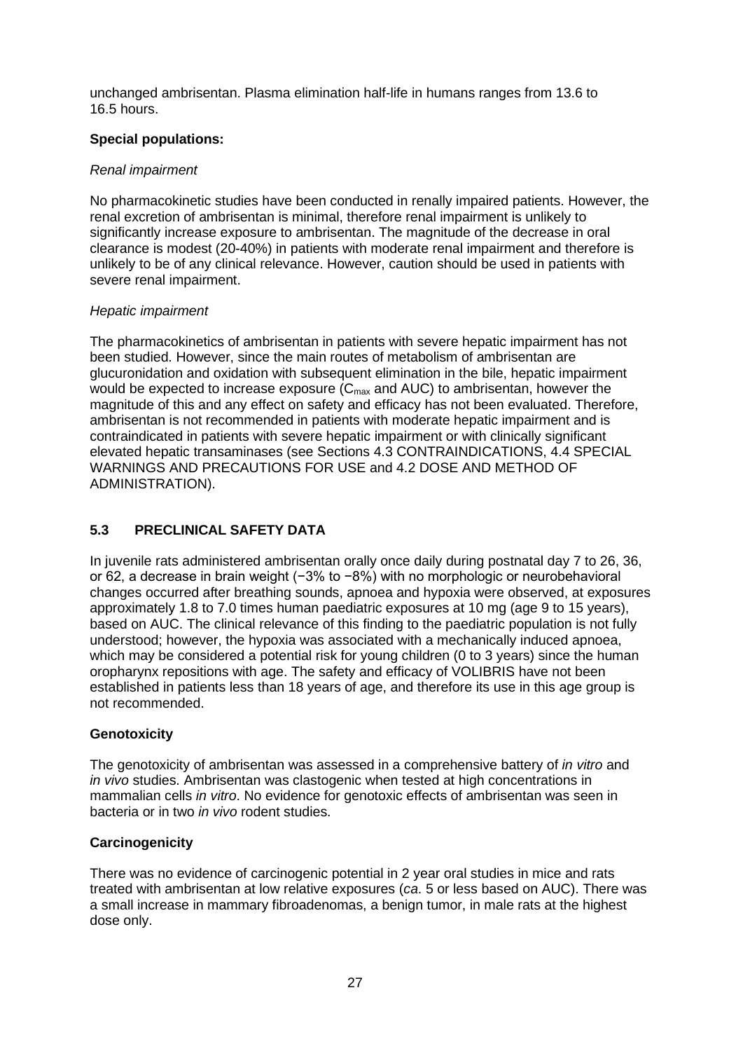unchanged ambrisentan. Plasma elimination half-life in humans ranges from 13.6 to 16.5 hours.

**Special populations:**

*Renal impairment*

No pharmacokinetic studies have been conducted in renally impaired patients. However, the renal excretion of ambrisentan is minimal, therefore renal impairment is unlikely to significantly increase exposure to ambrisentan. The magnitude of the decrease in oral clearance is modest (20-40%) in patients with moderate renal impairment and therefore is unlikely to be of any clinical relevance. However, caution should be used in patients with severe renal impairment.

*Hepatic impairment*

The pharmacokinetics of ambrisentan in patients with severe hepatic impairment has not been studied. However, since the main routes of metabolism of ambrisentan are glucuronidation and oxidation with subsequent elimination in the bile, hepatic impairment would be expected to increase exposure ($C_{max}$ and AUC) to ambrisentan, however the magnitude of this and any effect on safety and efficacy has not been evaluated. Therefore, ambrisentan is not recommended in patients with moderate hepatic impairment and is contraindicated in patients with severe hepatic impairment or with clinically significant elevated hepatic transaminases (see Sections 4.3 CONTRAINDICATIONS, 4.4 SPECIAL WARNINGS AND PRECAUTIONS FOR USE and 4.2 DOSE AND METHOD OF ADMINISTRATION).

## 5.3 PRECLINICAL SAFETY DATA

In juvenile rats administered ambrisentan orally once daily during postnatal day 7 to 26, 36, or 62, a decrease in brain weight (−3% to −8%) with no morphologic or neurobehavioral changes occurred after breathing sounds, apnoea and hypoxia were observed, at exposures approximately 1.8 to 7.0 times human paediatric exposures at 10 mg (age 9 to 15 years), based on AUC. The clinical relevance of this finding to the paediatric population is not fully understood; however, the hypoxia was associated with a mechanically induced apnoea, which may be considered a potential risk for young children (0 to 3 years) since the human oropharynx repositions with age. The safety and efficacy of VOLIBRIS have not been established in patients less than 18 years of age, and therefore its use in this age group is not recommended.

**Genotoxicity**

The genotoxicity of ambrisentan was assessed in a comprehensive battery of *in vitro* and *in vivo* studies. Ambrisentan was clastogenic when tested at high concentrations in mammalian cells *in vitro*. No evidence for genotoxic effects of ambrisentan was seen in bacteria or in two *in vivo* rodent studies.

**Carcinogenicity**

There was no evidence of carcinogenic potential in 2 year oral studies in mice and rats treated with ambrisentan at low relative exposures (*ca*. 5 or less based on AUC). There was a small increase in mammary fibroadenomas, a benign tumor, in male rats at the highest dose only.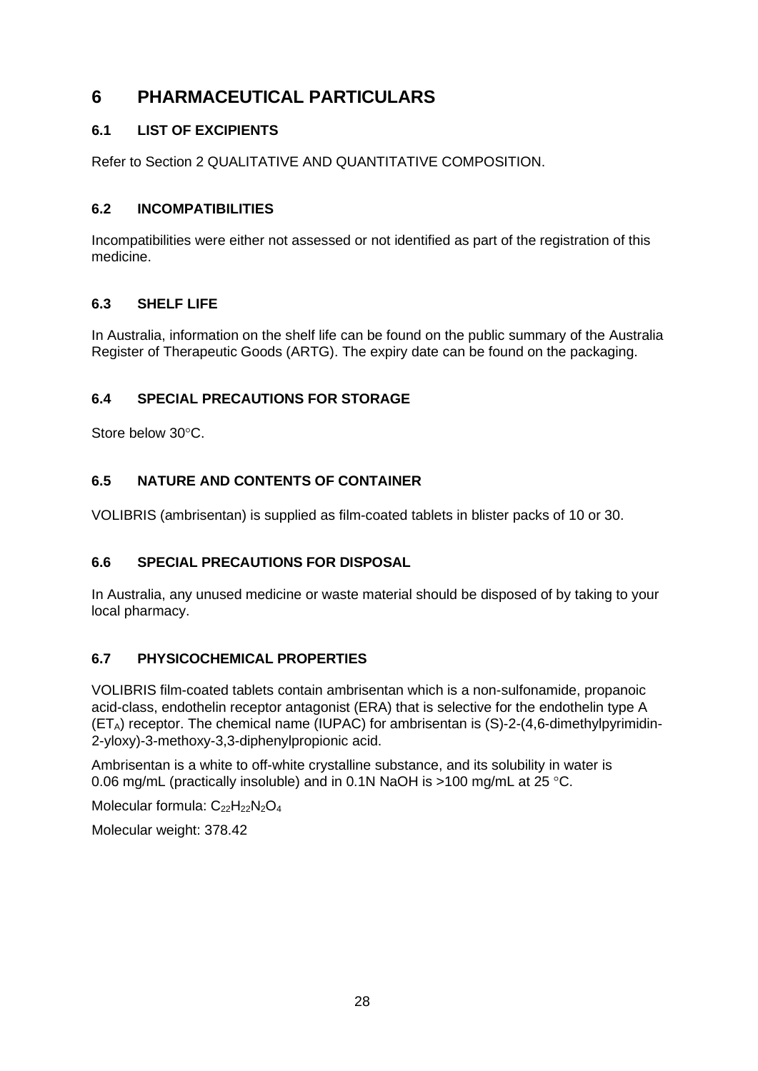# 6 PHARMACEUTICAL PARTICULARS

## 6.1 LIST OF EXCIPIENTS

Refer to Section 2 QUALITATIVE AND QUANTITATIVE COMPOSITION.

## 6.2 INCOMPATIBILITIES

Incompatibilities were either not assessed or not identified as part of the registration of this medicine.

## 6.3 SHELF LIFE

In Australia, information on the shelf life can be found on the public summary of the Australia Register of Therapeutic Goods (ARTG). The expiry date can be found on the packaging.

## 6.4 SPECIAL PRECAUTIONS FOR STORAGE

Store below 30°C.

## 6.5 NATURE AND CONTENTS OF CONTAINER

VOLIBRIS (ambrisentan) is supplied as film-coated tablets in blister packs of 10 or 30.

## 6.6 SPECIAL PRECAUTIONS FOR DISPOSAL

In Australia, any unused medicine or waste material should be disposed of by taking to your local pharmacy.

## 6.7 PHYSICOCHEMICAL PROPERTIES

VOLIBRIS film-coated tablets contain ambrisentan which is a non-sulfonamide, propanoic acid-class, endothelin receptor antagonist (ERA) that is selective for the endothelin type A ($ET_A$) receptor. The chemical name (IUPAC) for ambrisentan is (S)-2-(4,6-dimethylpyrimidin-2-yloxy)-3-methoxy-3,3-diphenylpropionic acid.

Ambrisentan is a white to off-white crystalline substance, and its solubility in water is 0.06 mg/mL (practically insoluble) and in 0.1N NaOH is >100 mg/mL at 25 °C.

Molecular formula: $C_{22}H_{22}N_2O_4$

Molecular weight: 378.42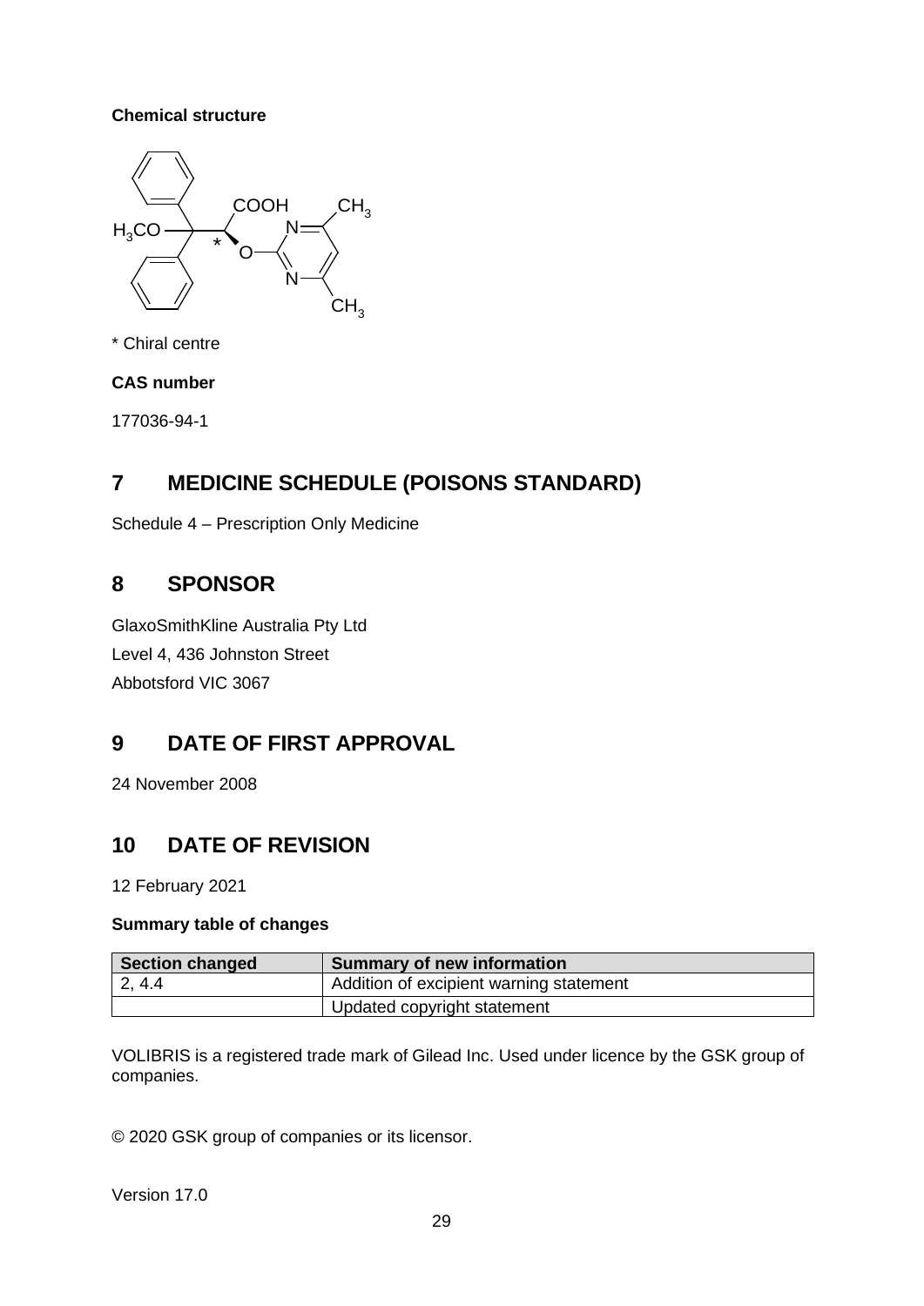**Chemical structure**

H3CO, COOH, CH3, N, O, N, CH3, *

* Chiral centre

**CAS number**

177036-94-1

## 7 MEDICINE SCHEDULE (POISONS STANDARD)

Schedule 4 – Prescription Only Medicine

## 8 SPONSOR

GlaxoSmithKline Australia Pty Ltd

Level 4, 436 Johnston Street

Abbotsford VIC 3067

## 9 DATE OF FIRST APPROVAL

24 November 2008

## 10 DATE OF REVISION

12 February 2021

**Summary table of changes**

| Section changed | Summary of new information |
|---|---|
| 2, 4.4 | Addition of excipient warning statement |
| | Updated copyright statement |

VOLIBRIS is a registered trade mark of Gilead Inc. Used under licence by the GSK group of companies.

© 2020 GSK group of companies or its licensor.

Version 17.0